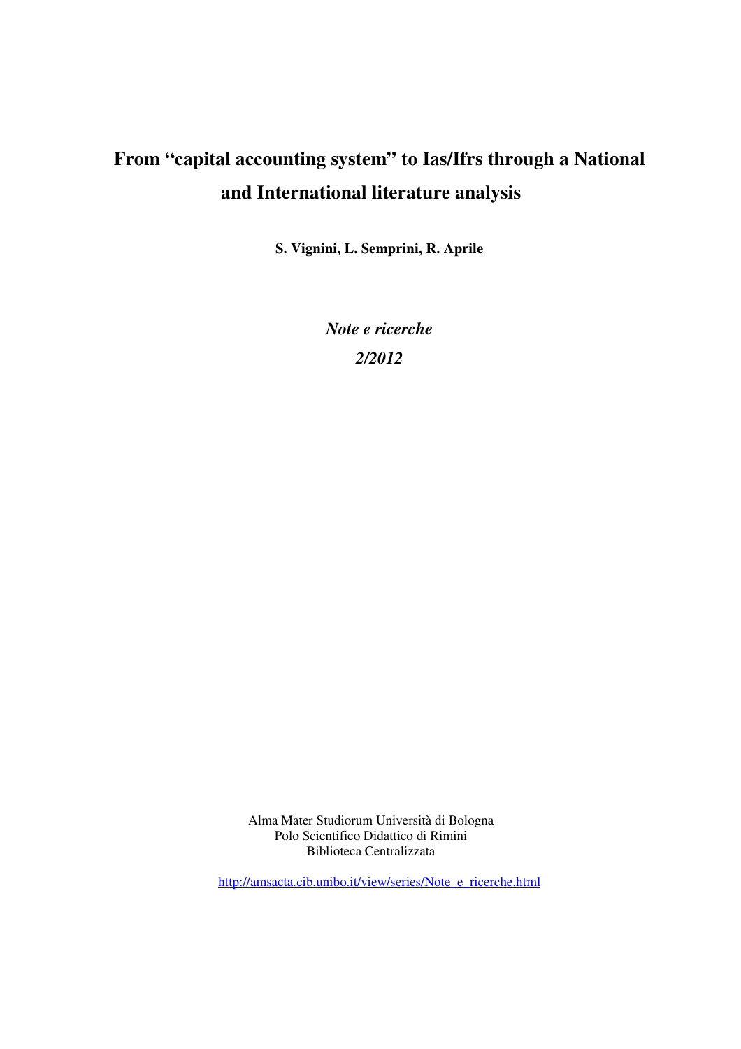# From "capital accounting system" to Ias/Ifrs through a National and International literature analysis

**S. Vignini, L. Semprini, R. Aprile**

***Note e ricerche***

***2/2012***

Alma Mater Studiorum Università di Bologna
Polo Scientifico Didattico di Rimini
Biblioteca Centralizzata

http://amsacta.cib.unibo.it/view/series/Note_e_ricerche.html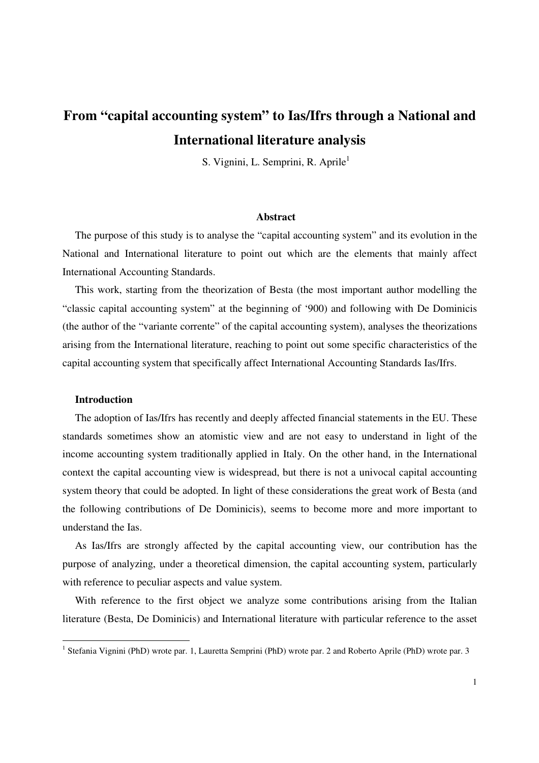# From "capital accounting system" to Ias/Ifrs through a National and International literature analysis

S. Vignini, L. Semprini, R. Aprile[1]

**Abstract**

The purpose of this study is to analyse the "capital accounting system" and its evolution in the National and International literature to point out which are the elements that mainly affect International Accounting Standards.

This work, starting from the theorization of Besta (the most important author modelling the "classic capital accounting system" at the beginning of '900) and following with De Dominicis (the author of the "variante corrente" of the capital accounting system), analyses the theorizations arising from the International literature, reaching to point out some specific characteristics of the capital accounting system that specifically affect International Accounting Standards Ias/Ifrs.

**Introduction**

The adoption of Ias/Ifrs has recently and deeply affected financial statements in the EU. These standards sometimes show an atomistic view and are not easy to understand in light of the income accounting system traditionally applied in Italy. On the other hand, in the International context the capital accounting view is widespread, but there is not a univocal capital accounting system theory that could be adopted. In light of these considerations the great work of Besta (and the following contributions of De Dominicis), seems to become more and more important to understand the Ias.

As Ias/Ifrs are strongly affected by the capital accounting view, our contribution has the purpose of analyzing, under a theoretical dimension, the capital accounting system, particularly with reference to peculiar aspects and value system.

With reference to the first object we analyze some contributions arising from the Italian literature (Besta, De Dominicis) and International literature with particular reference to the asset

[1] Stefania Vignini (PhD) wrote par. 1, Lauretta Semprini (PhD) wrote par. 2 and Roberto Aprile (PhD) wrote par. 3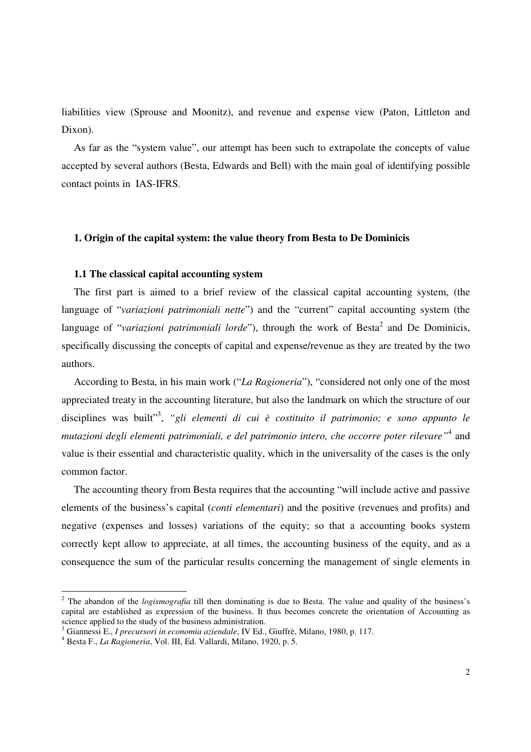liabilities view (Sprouse and Moonitz), and revenue and expense view (Paton, Littleton and Dixon).

As far as the "system value", our attempt has been such to extrapolate the concepts of value accepted by several authors (Besta, Edwards and Bell) with the main goal of identifying possible contact points in IAS-IFRS.

## 1. Origin of the capital system: the value theory from Besta to De Dominicis

### 1.1 The classical capital accounting system

The first part is aimed to a brief review of the classical capital accounting system, (the language of "*variazioni patrimoniali nette*") and the "current" capital accounting system (the language of "*variazioni patrimoniali lorde*"), through the work of Besta[2] and De Dominicis, specifically discussing the concepts of capital and expense/revenue as they are treated by the two authors.

According to Besta, in his main work ("*La Ragioneria*"), "considered not only one of the most appreciated treaty in the accounting literature, but also the landmark on which the structure of our disciplines was built"[3], *"gli elementi di cui è costituito il patrimonio; e sono appunto le mutazioni degli elementi patrimoniali, e del patrimonio intero, che occorre poter rilevare"*[4] and value is their essential and characteristic quality, which in the universality of the cases is the only common factor.

The accounting theory from Besta requires that the accounting "will include active and passive elements of the business's capital (*conti elementari*) and the positive (revenues and profits) and negative (expenses and losses) variations of the equity; so that a accounting books system correctly kept allow to appreciate, at all times, the accounting business of the equity, and as a consequence the sum of the particular results concerning the management of single elements in

---

[2] The abandon of the *logismografia* till then dominating is due to Besta. The value and quality of the business's capital are established as expression of the business. It thus becomes concrete the orientation of Accounting as science applied to the study of the business administration.

[3] Giannessi E., *I precursori in economia aziendale*, IV Ed., Giuffrè, Milano, 1980, p. 117.

[4] Besta F., *La Ragioneria*, Vol. III, Ed. Vallardi, Milano, 1920, p. 5.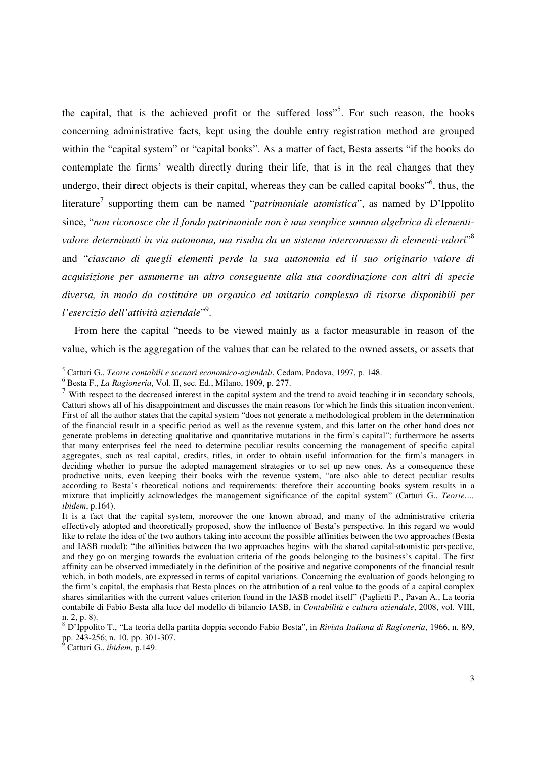the capital, that is the achieved profit or the suffered loss"[5]. For such reason, the books concerning administrative facts, kept using the double entry registration method are grouped within the "capital system" or "capital books". As a matter of fact, Besta asserts "if the books do contemplate the firms' wealth directly during their life, that is in the real changes that they undergo, their direct objects is their capital, whereas they can be called capital books"[6], thus, the literature[7] supporting them can be named "*patrimoniale atomistica*", as named by D'Ippolito since, "*non riconosce che il fondo patrimoniale non è una semplice somma algebrica di elementi-valore determinati in via autonoma, ma risulta da un sistema interconnesso di elementi-valori*"[8] and "*ciascuno di quegli elementi perde la sua autonomia ed il suo originario valore di acquisizione per assumerne un altro conseguente alla sua coordinazione con altri di specie diversa, in modo da costituire un organico ed unitario complesso di risorse disponibili per l'esercizio dell'attività aziendale*"[9].

From here the capital "needs to be viewed mainly as a factor measurable in reason of the value, which is the aggregation of the values that can be related to the owned assets, or assets that

---

[5] Catturi G., *Teorie contabili e scenari economico-aziendali*, Cedam, Padova, 1997, p. 148.

[6] Besta F., *La Ragioneria*, Vol. II, sec. Ed., Milano, 1909, p. 277.

[7] With respect to the decreased interest in the capital system and the trend to avoid teaching it in secondary schools, Catturi shows all of his disappointment and discusses the main reasons for which he finds this situation inconvenient. First of all the author states that the capital system "does not generate a methodological problem in the determination of the financial result in a specific period as well as the revenue system, and this latter on the other hand does not generate problems in detecting qualitative and quantitative mutations in the firm's capital"; furthermore he asserts that many enterprises feel the need to determine peculiar results concerning the management of specific capital aggregates, such as real capital, credits, titles, in order to obtain useful information for the firm's managers in deciding whether to pursue the adopted management strategies or to set up new ones. As a consequence these productive units, even keeping their books with the revenue system, "are also able to detect peculiar results according to Besta's theoretical notions and requirements: therefore their accounting books system results in a mixture that implicitly acknowledges the management significance of the capital system" (Catturi G., *Teorie…, ibidem*, p.164).

It is a fact that the capital system, moreover the one known abroad, and many of the administrative criteria effectively adopted and theoretically proposed, show the influence of Besta's perspective. In this regard we would like to relate the idea of the two authors taking into account the possible affinities between the two approaches (Besta and IASB model): "the affinities between the two approaches begins with the shared capital-atomistic perspective, and they go on merging towards the evaluation criteria of the goods belonging to the business's capital. The first affinity can be observed immediately in the definition of the positive and negative components of the financial result which, in both models, are expressed in terms of capital variations. Concerning the evaluation of goods belonging to the firm's capital, the emphasis that Besta places on the attribution of a real value to the goods of a capital complex shares similarities with the current values criterion found in the IASB model itself" (Paglietti P., Pavan A., La teoria contabile di Fabio Besta alla luce del modello di bilancio IASB, in *Contabilità e cultura aziendale*, 2008, vol. VIII, n. 2, p. 8).

[8] D'Ippolito T., "La teoria della partita doppia secondo Fabio Besta", in *Rivista Italiana di Ragioneria*, 1966, n. 8/9, pp. 243-256; n. 10, pp. 301-307.

[9] Catturi G., *ibidem*, p.149.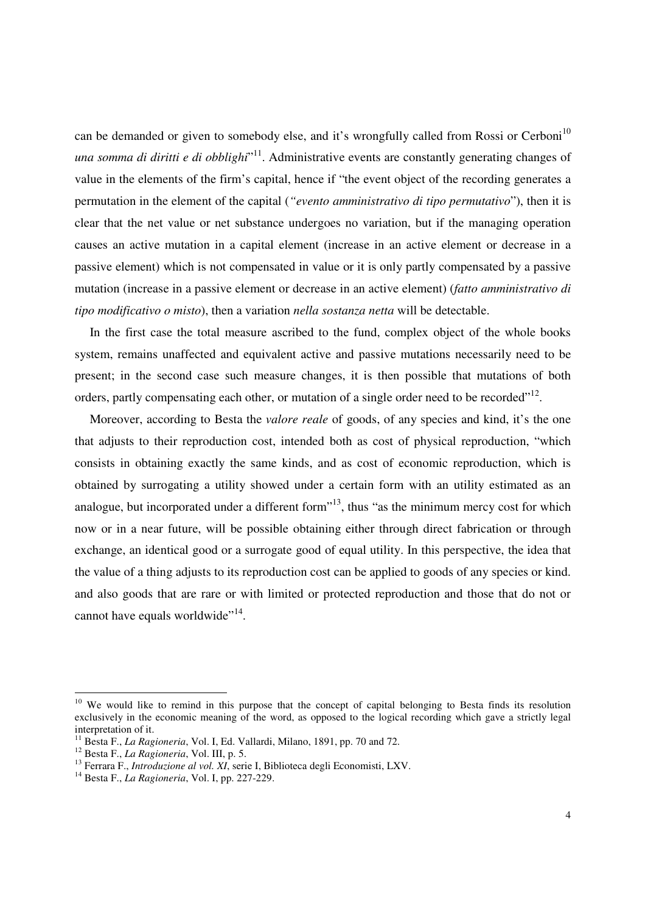can be demanded or given to somebody else, and it's wrongfully called from Rossi or Cerboni[10] *una somma di diritti e di obblighi*"[11]. Administrative events are constantly generating changes of value in the elements of the firm's capital, hence if "the event object of the recording generates a permutation in the element of the capital (*"evento amministrativo di tipo permutativo*"), then it is clear that the net value or net substance undergoes no variation, but if the managing operation causes an active mutation in a capital element (increase in an active element or decrease in a passive element) which is not compensated in value or it is only partly compensated by a passive mutation (increase in a passive element or decrease in an active element) (*fatto amministrativo di tipo modificativo o misto*), then a variation *nella sostanza netta* will be detectable.

In the first case the total measure ascribed to the fund, complex object of the whole books system, remains unaffected and equivalent active and passive mutations necessarily need to be present; in the second case such measure changes, it is then possible that mutations of both orders, partly compensating each other, or mutation of a single order need to be recorded"[12].

Moreover, according to Besta the *valore reale* of goods, of any species and kind, it's the one that adjusts to their reproduction cost, intended both as cost of physical reproduction, "which consists in obtaining exactly the same kinds, and as cost of economic reproduction, which is obtained by surrogating a utility showed under a certain form with an utility estimated as an analogue, but incorporated under a different form"[13], thus "as the minimum mercy cost for which now or in a near future, will be possible obtaining either through direct fabrication or through exchange, an identical good or a surrogate good of equal utility. In this perspective, the idea that the value of a thing adjusts to its reproduction cost can be applied to goods of any species or kind. and also goods that are rare or with limited or protected reproduction and those that do not or cannot have equals worldwide"[14].

---

[10] We would like to remind in this purpose that the concept of capital belonging to Besta finds its resolution exclusively in the economic meaning of the word, as opposed to the logical recording which gave a strictly legal interpretation of it.

[11] Besta F., *La Ragioneria*, Vol. I, Ed. Vallardi, Milano, 1891, pp. 70 and 72.

[12] Besta F., *La Ragioneria*, Vol. III, p. 5.

[13] Ferrara F., *Introduzione al vol. XI*, serie I, Biblioteca degli Economisti, LXV.

[14] Besta F., *La Ragioneria*, Vol. I, pp. 227-229.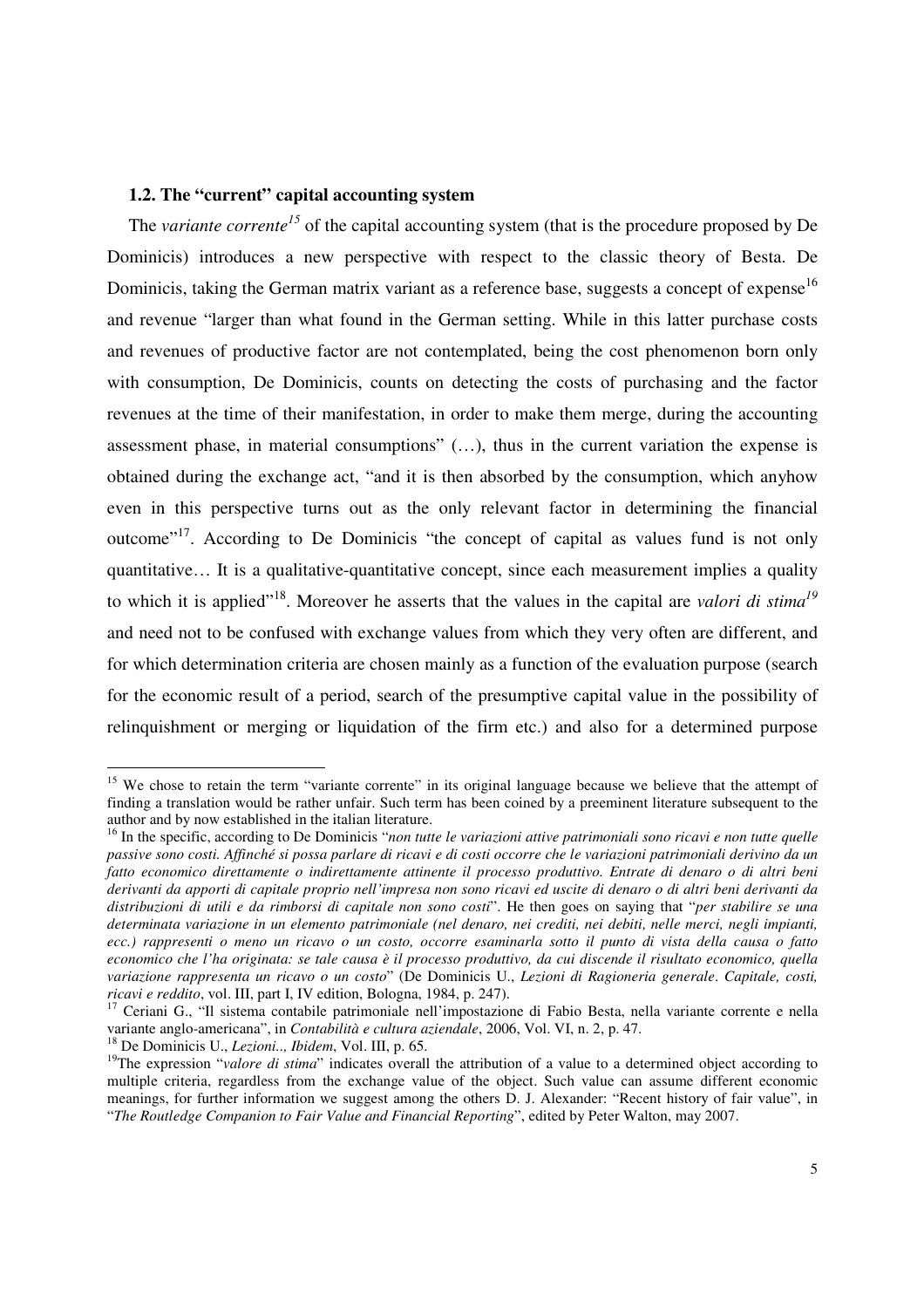### 1.2. The "current" capital accounting system

The *variante corrente*[15] of the capital accounting system (that is the procedure proposed by De Dominicis) introduces a new perspective with respect to the classic theory of Besta. De Dominicis, taking the German matrix variant as a reference base, suggests a concept of expense[16] and revenue "larger than what found in the German setting. While in this latter purchase costs and revenues of productive factor are not contemplated, being the cost phenomenon born only with consumption, De Dominicis, counts on detecting the costs of purchasing and the factor revenues at the time of their manifestation, in order to make them merge, during the accounting assessment phase, in material consumptions" (…), thus in the current variation the expense is obtained during the exchange act, "and it is then absorbed by the consumption, which anyhow even in this perspective turns out as the only relevant factor in determining the financial outcome"[17]. According to De Dominicis "the concept of capital as values fund is not only quantitative… It is a qualitative-quantitative concept, since each measurement implies a quality to which it is applied"[18]. Moreover he asserts that the values in the capital are *valori di stima*[19] and need not to be confused with exchange values from which they very often are different, and for which determination criteria are chosen mainly as a function of the evaluation purpose (search for the economic result of a period, search of the presumptive capital value in the possibility of relinquishment or merging or liquidation of the firm etc.) and also for a determined purpose

---

[15] We chose to retain the term "variante corrente" in its original language because we believe that the attempt of finding a translation would be rather unfair. Such term has been coined by a preeminent literature subsequent to the author and by now established in the italian literature.

[16] In the specific, according to De Dominicis "*non tutte le variazioni attive patrimoniali sono ricavi e non tutte quelle passive sono costi. Affinché si possa parlare di ricavi e di costi occorre che le variazioni patrimoniali derivino da un fatto economico direttamente o indirettamente attinente il processo produttivo. Entrate di denaro o di altri beni derivanti da apporti di capitale proprio nell'impresa non sono ricavi ed uscite di denaro o di altri beni derivanti da distribuzioni di utili e da rimborsi di capitale non sono costi*". He then goes on saying that "*per stabilire se una determinata variazione in un elemento patrimoniale (nel denaro, nei crediti, nei debiti, nelle merci, negli impianti, ecc.) rappresenti o meno un ricavo o un costo, occorre esaminarla sotto il punto di vista della causa o fatto economico che l'ha originata: se tale causa è il processo produttivo, da cui discende il risultato economico, quella variazione rappresenta un ricavo o un costo*" (De Dominicis U., *Lezioni di Ragioneria generale*. *Capitale, costi, ricavi e reddito*, vol. III, part I, IV edition, Bologna, 1984, p. 247).

[17] Ceriani G., "Il sistema contabile patrimoniale nell'impostazione di Fabio Besta, nella variante corrente e nella variante anglo-americana", in *Contabilità e cultura aziendale*, 2006, Vol. VI, n. 2, p. 47.

[18] De Dominicis U., *Lezioni.., Ibidem*, Vol. III, p. 65.

[19] The expression "*valore di stima*" indicates overall the attribution of a value to a determined object according to multiple criteria, regardless from the exchange value of the object. Such value can assume different economic meanings, for further information we suggest among the others D. J. Alexander: "Recent history of fair value", in "*The Routledge Companion to Fair Value and Financial Reporting*", edited by Peter Walton, may 2007.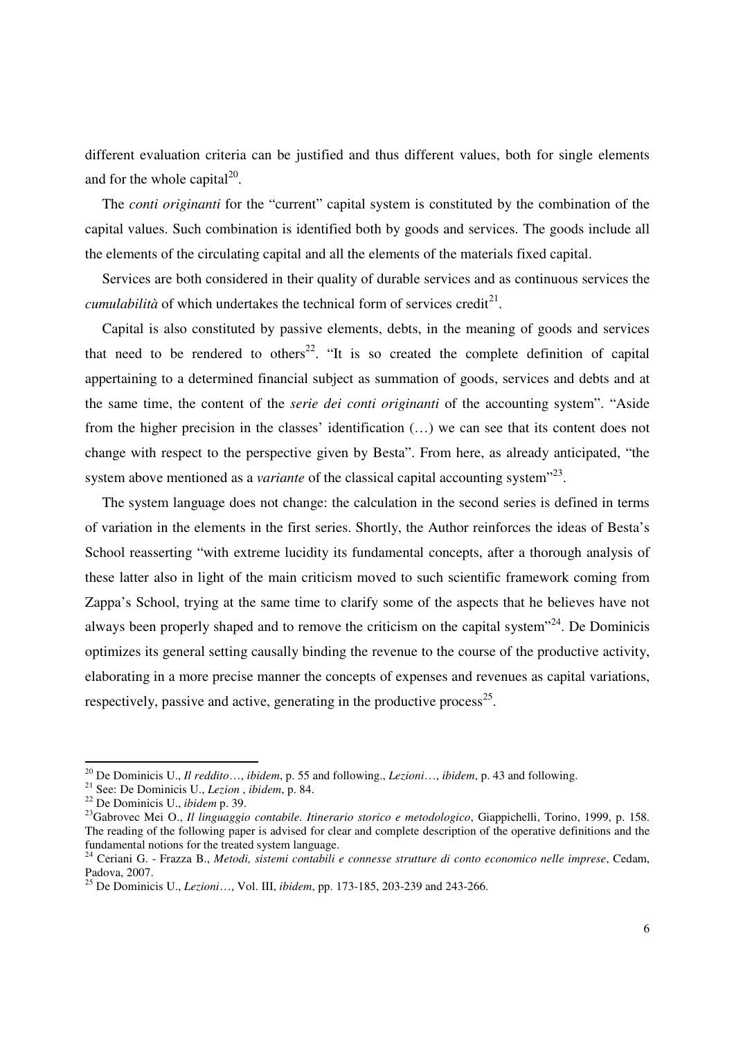different evaluation criteria can be justified and thus different values, both for single elements and for the whole capital[20].

The *conti originanti* for the "current" capital system is constituted by the combination of the capital values. Such combination is identified both by goods and services. The goods include all the elements of the circulating capital and all the elements of the materials fixed capital.

Services are both considered in their quality of durable services and as continuous services the *cumulabilità* of which undertakes the technical form of services credit[21].

Capital is also constituted by passive elements, debts, in the meaning of goods and services that need to be rendered to others[22]. "It is so created the complete definition of capital appertaining to a determined financial subject as summation of goods, services and debts and at the same time, the content of the *serie dei conti originanti* of the accounting system". "Aside from the higher precision in the classes' identification (…) we can see that its content does not change with respect to the perspective given by Besta". From here, as already anticipated, "the system above mentioned as a *variante* of the classical capital accounting system"[23].

The system language does not change: the calculation in the second series is defined in terms of variation in the elements in the first series. Shortly, the Author reinforces the ideas of Besta's School reasserting "with extreme lucidity its fundamental concepts, after a thorough analysis of these latter also in light of the main criticism moved to such scientific framework coming from Zappa's School, trying at the same time to clarify some of the aspects that he believes have not always been properly shaped and to remove the criticism on the capital system"[24]. De Dominicis optimizes its general setting causally binding the revenue to the course of the productive activity, elaborating in a more precise manner the concepts of expenses and revenues as capital variations, respectively, passive and active, generating in the productive process[25].

---

[20] De Dominicis U., *Il reddito…*, *ibidem*, p. 55 and following., *Lezioni…*, *ibidem*, p. 43 and following.

[21] See: De Dominicis U., *Lezion* , *ibidem*, p. 84.

[22] De Dominicis U., *ibidem* p. 39.

[23] Gabrovec Mei O., *Il linguaggio contabile. Itinerario storico e metodologico*, Giappichelli, Torino, 1999, p. 158. The reading of the following paper is advised for clear and complete description of the operative definitions and the fundamental notions for the treated system language.

[24] Ceriani G. - Frazza B., *Metodi, sistemi contabili e connesse strutture di conto economico nelle imprese*, Cedam, Padova, 2007.

[25] De Dominicis U., *Lezioni…*, Vol. III, *ibidem*, pp. 173-185, 203-239 and 243-266.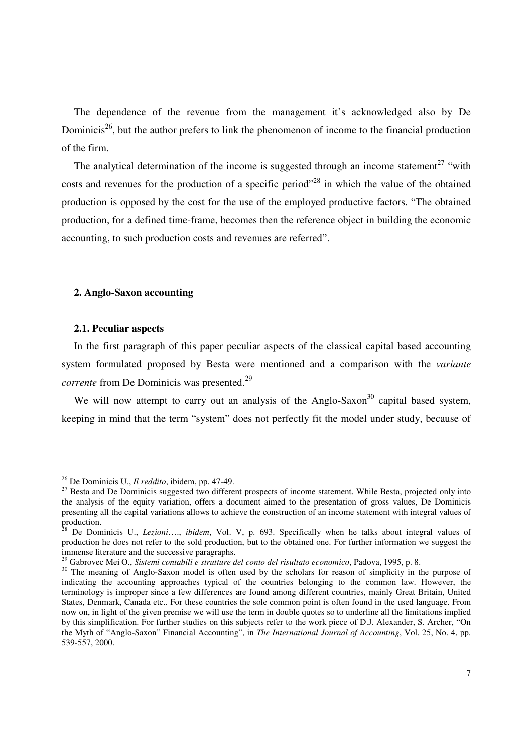The dependence of the revenue from the management it's acknowledged also by De Dominicis[26], but the author prefers to link the phenomenon of income to the financial production of the firm.

The analytical determination of the income is suggested through an income statement[27] "with costs and revenues for the production of a specific period"[28] in which the value of the obtained production is opposed by the cost for the use of the employed productive factors. "The obtained production, for a defined time-frame, becomes then the reference object in building the economic accounting, to such production costs and revenues are referred".

## 2. Anglo-Saxon accounting

### 2.1. Peculiar aspects

In the first paragraph of this paper peculiar aspects of the classical capital based accounting system formulated proposed by Besta were mentioned and a comparison with the *variante corrente* from De Dominicis was presented.[29]

We will now attempt to carry out an analysis of the Anglo-Saxon[30] capital based system, keeping in mind that the term "system" does not perfectly fit the model under study, because of

---

[26] De Dominicis U., *Il reddito*, ibidem, pp. 47-49.

[27] Besta and De Dominicis suggested two different prospects of income statement. While Besta, projected only into the analysis of the equity variation, offers a document aimed to the presentation of gross values, De Dominicis presenting all the capital variations allows to achieve the construction of an income statement with integral values of production.

[28] De Dominicis U., *Lezioni…*., *ibidem*, Vol. V, p. 693. Specifically when he talks about integral values of production he does not refer to the sold production, but to the obtained one. For further information we suggest the immense literature and the successive paragraphs.

[29] Gabrovec Mei O., *Sistemi contabili e strutture del conto del risultato economico*, Padova, 1995, p. 8.

[30] The meaning of Anglo-Saxon model is often used by the scholars for reason of simplicity in the purpose of indicating the accounting approaches typical of the countries belonging to the common law. However, the terminology is improper since a few differences are found among different countries, mainly Great Britain, United States, Denmark, Canada etc.. For these countries the sole common point is often found in the used language. From now on, in light of the given premise we will use the term in double quotes so to underline all the limitations implied by this simplification. For further studies on this subjects refer to the work piece of D.J. Alexander, S. Archer, "On the Myth of "Anglo-Saxon" Financial Accounting", in *The International Journal of Accounting*, Vol. 25, No. 4, pp. 539-557, 2000.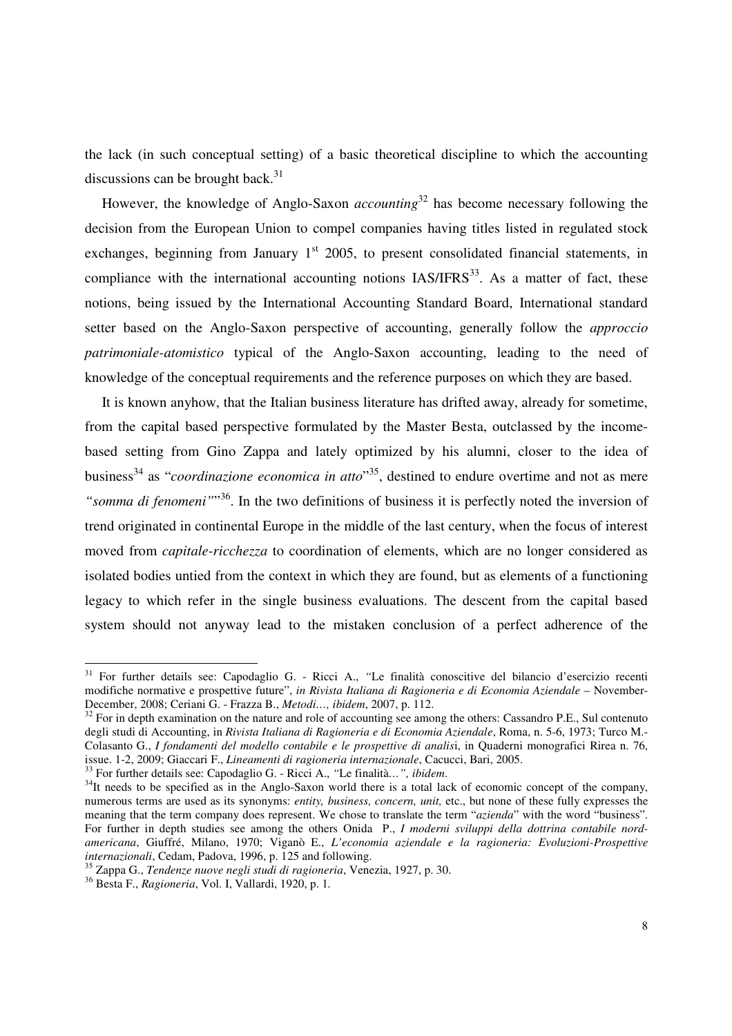the lack (in such conceptual setting) of a basic theoretical discipline to which the accounting discussions can be brought back.[31]

However, the knowledge of Anglo-Saxon *accounting*[32] has become necessary following the decision from the European Union to compel companies having titles listed in regulated stock exchanges, beginning from January 1st 2005, to present consolidated financial statements, in compliance with the international accounting notions IAS/IFRS[33]. As a matter of fact, these notions, being issued by the International Accounting Standard Board, International standard setter based on the Anglo-Saxon perspective of accounting, generally follow the *approccio patrimoniale-atomistico* typical of the Anglo-Saxon accounting, leading to the need of knowledge of the conceptual requirements and the reference purposes on which they are based.

It is known anyhow, that the Italian business literature has drifted away, already for sometime, from the capital based perspective formulated by the Master Besta, outclassed by the income-based setting from Gino Zappa and lately optimized by his alumni, closer to the idea of business[34] as "*coordinazione economica in atto*"[35], destined to endure overtime and not as mere *"somma di fenomeni"*"[36]. In the two definitions of business it is perfectly noted the inversion of trend originated in continental Europe in the middle of the last century, when the focus of interest moved from *capitale-ricchezza* to coordination of elements, which are no longer considered as isolated bodies untied from the context in which they are found, but as elements of a functioning legacy to which refer in the single business evaluations. The descent from the capital based system should not anyway lead to the mistaken conclusion of a perfect adherence of the

---

[31] For further details see: Capodaglio G. - Ricci A., "Le finalità conoscitive del bilancio d'esercizio recenti modifiche normative e prospettive future", *in Rivista Italiana di Ragioneria e di Economia Aziendale* – November-December, 2008; Ceriani G. - Frazza B., *Metodi…, ibidem*, 2007, p. 112.

[32] For in depth examination on the nature and role of accounting see among the others: Cassandro P.E., Sul contenuto degli studi di Accounting, in *Rivista Italiana di Ragioneria e di Economia Aziendale*, Roma, n. 5-6, 1973; Turco M.- Colasanto G., *I fondamenti del modello contabile e le prospettive di analisi*, in Quaderni monografici Rirea n. 76, issue. 1-2, 2009; Giaccari F., *Lineamenti di ragioneria internazionale*, Cacucci, Bari, 2005.

[33] For further details see: Capodaglio G. - Ricci A., *"Le finalità…", ibidem*.

[34] It needs to be specified as in the Anglo-Saxon world there is a total lack of economic concept of the company, numerous terms are used as its synonyms: *entity, business, concern, unit,* etc., but none of these fully expresses the meaning that the term company does represent. We chose to translate the term "*azienda*" with the word "business". For further in depth studies see among the others Onida P., *I moderni sviluppi della dottrina contabile nord-americana*, Giuffré, Milano, 1970; Viganò E., *L'economia aziendale e la ragioneria: Evoluzioni-Prospettive internazionali*, Cedam, Padova, 1996, p. 125 and following.

[35] Zappa G., *Tendenze nuove negli studi di ragioneria*, Venezia, 1927, p. 30.

[36] Besta F., *Ragioneria*, Vol. I, Vallardi, 1920, p. 1.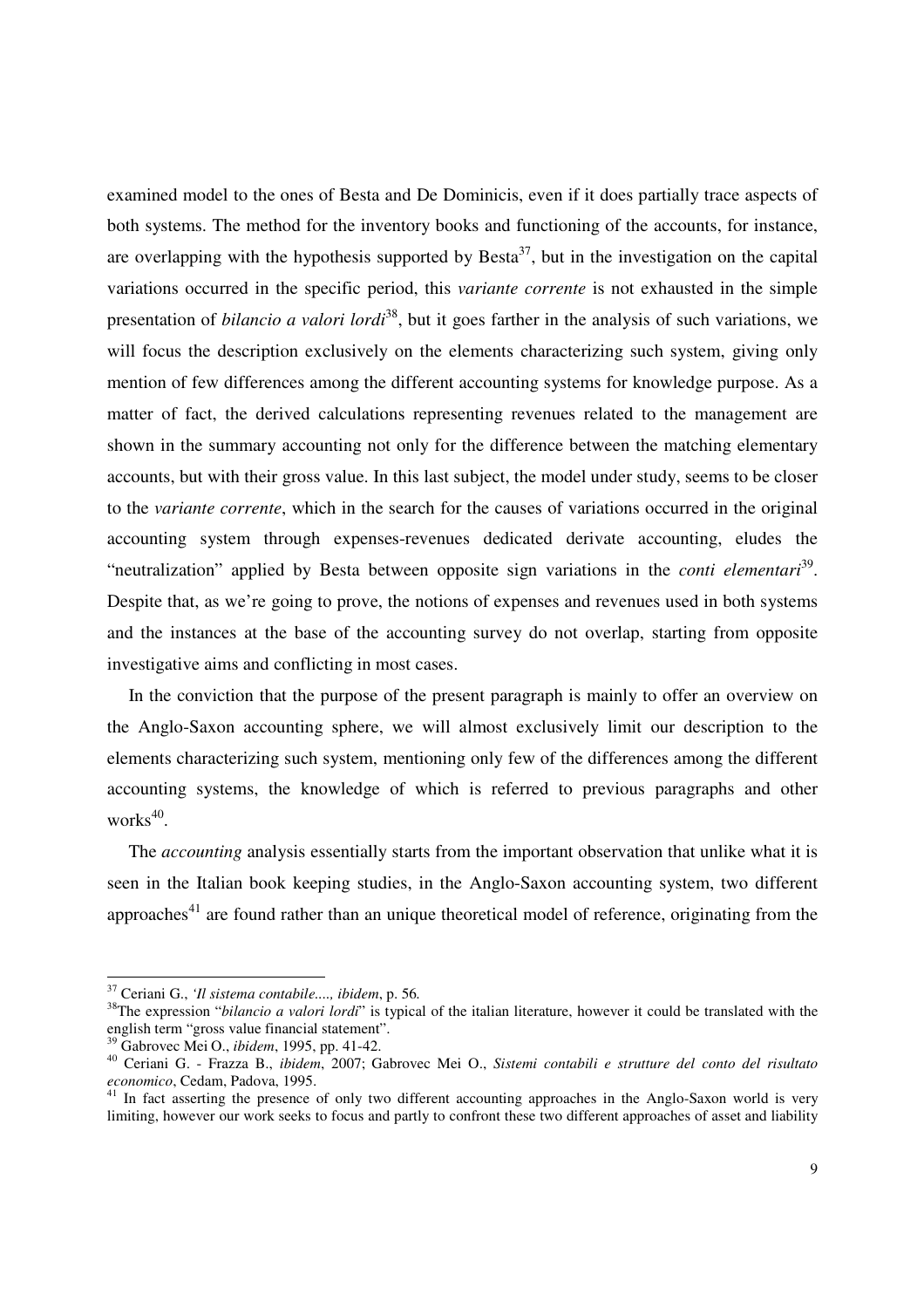examined model to the ones of Besta and De Dominicis, even if it does partially trace aspects of both systems. The method for the inventory books and functioning of the accounts, for instance, are overlapping with the hypothesis supported by Besta[37], but in the investigation on the capital variations occurred in the specific period, this *variante corrente* is not exhausted in the simple presentation of *bilancio a valori lordi*[38], but it goes farther in the analysis of such variations, we will focus the description exclusively on the elements characterizing such system, giving only mention of few differences among the different accounting systems for knowledge purpose. As a matter of fact, the derived calculations representing revenues related to the management are shown in the summary accounting not only for the difference between the matching elementary accounts, but with their gross value. In this last subject, the model under study, seems to be closer to the *variante corrente*, which in the search for the causes of variations occurred in the original accounting system through expenses-revenues dedicated derivate accounting, eludes the "neutralization" applied by Besta between opposite sign variations in the *conti elementari*[39]. Despite that, as we're going to prove, the notions of expenses and revenues used in both systems and the instances at the base of the accounting survey do not overlap, starting from opposite investigative aims and conflicting in most cases.

In the conviction that the purpose of the present paragraph is mainly to offer an overview on the Anglo-Saxon accounting sphere, we will almost exclusively limit our description to the elements characterizing such system, mentioning only few of the differences among the different accounting systems, the knowledge of which is referred to previous paragraphs and other works[40].

The *accounting* analysis essentially starts from the important observation that unlike what it is seen in the Italian book keeping studies, in the Anglo-Saxon accounting system, two different approaches[41] are found rather than an unique theoretical model of reference, originating from the

---

[37] Ceriani G., *'Il sistema contabile....., ibidem*, p. 56.

[38] The expression "*bilancio a valori lordi*" is typical of the italian literature, however it could be translated with the english term "gross value financial statement".

[39] Gabrovec Mei O., *ibidem*, 1995, pp. 41-42.

[40] Ceriani G. - Frazza B., *ibidem*, 2007; Gabrovec Mei O., *Sistemi contabili e strutture del conto del risultato economico*, Cedam, Padova, 1995.

[41] In fact asserting the presence of only two different accounting approaches in the Anglo-Saxon world is very limiting, however our work seeks to focus and partly to confront these two different approaches of asset and liability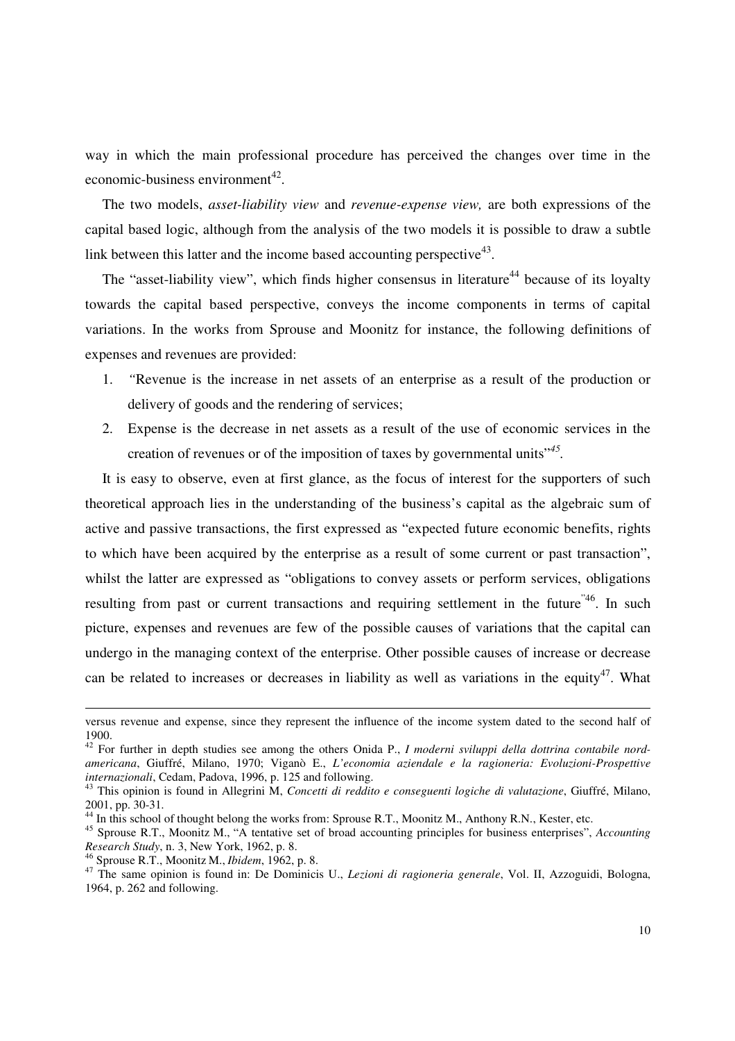way in which the main professional procedure has perceived the changes over time in the economic-business environment[42].

The two models, *asset-liability view* and *revenue-expense view,* are both expressions of the capital based logic, although from the analysis of the two models it is possible to draw a subtle link between this latter and the income based accounting perspective[43].

The "asset-liability view", which finds higher consensus in literature[44] because of its loyalty towards the capital based perspective, conveys the income components in terms of capital variations. In the works from Sprouse and Moonitz for instance, the following definitions of expenses and revenues are provided:

1. "Revenue is the increase in net assets of an enterprise as a result of the production or delivery of goods and the rendering of services;
2. Expense is the decrease in net assets as a result of the use of economic services in the creation of revenues or of the imposition of taxes by governmental units"[45].

It is easy to observe, even at first glance, as the focus of interest for the supporters of such theoretical approach lies in the understanding of the business's capital as the algebraic sum of active and passive transactions, the first expressed as "expected future economic benefits, rights to which have been acquired by the enterprise as a result of some current or past transaction", whilst the latter are expressed as "obligations to convey assets or perform services, obligations resulting from past or current transactions and requiring settlement in the future"[46]. In such picture, expenses and revenues are few of the possible causes of variations that the capital can undergo in the managing context of the enterprise. Other possible causes of increase or decrease can be related to increases or decreases in liability as well as variations in the equity[47]. What

---

versus revenue and expense, since they represent the influence of the income system dated to the second half of 1900.

[42] For further in depth studies see among the others Onida P., *I moderni sviluppi della dottrina contabile nord-americana*, Giuffré, Milano, 1970; Viganò E., *L'economia aziendale e la ragioneria: Evoluzioni-Prospettive internazionali*, Cedam, Padova, 1996, p. 125 and following.

[43] This opinion is found in Allegrini M, *Concetti di reddito e conseguenti logiche di valutazione*, Giuffré, Milano, 2001, pp. 30-31.

[44] In this school of thought belong the works from: Sprouse R.T., Moonitz M., Anthony R.N., Kester, etc.

[45] Sprouse R.T., Moonitz M., "A tentative set of broad accounting principles for business enterprises", *Accounting Research Study*, n. 3, New York, 1962, p. 8.

[46] Sprouse R.T., Moonitz M., *Ibidem*, 1962, p. 8.

[47] The same opinion is found in: De Dominicis U., *Lezioni di ragioneria generale*, Vol. II, Azzoguidi, Bologna, 1964, p. 262 and following.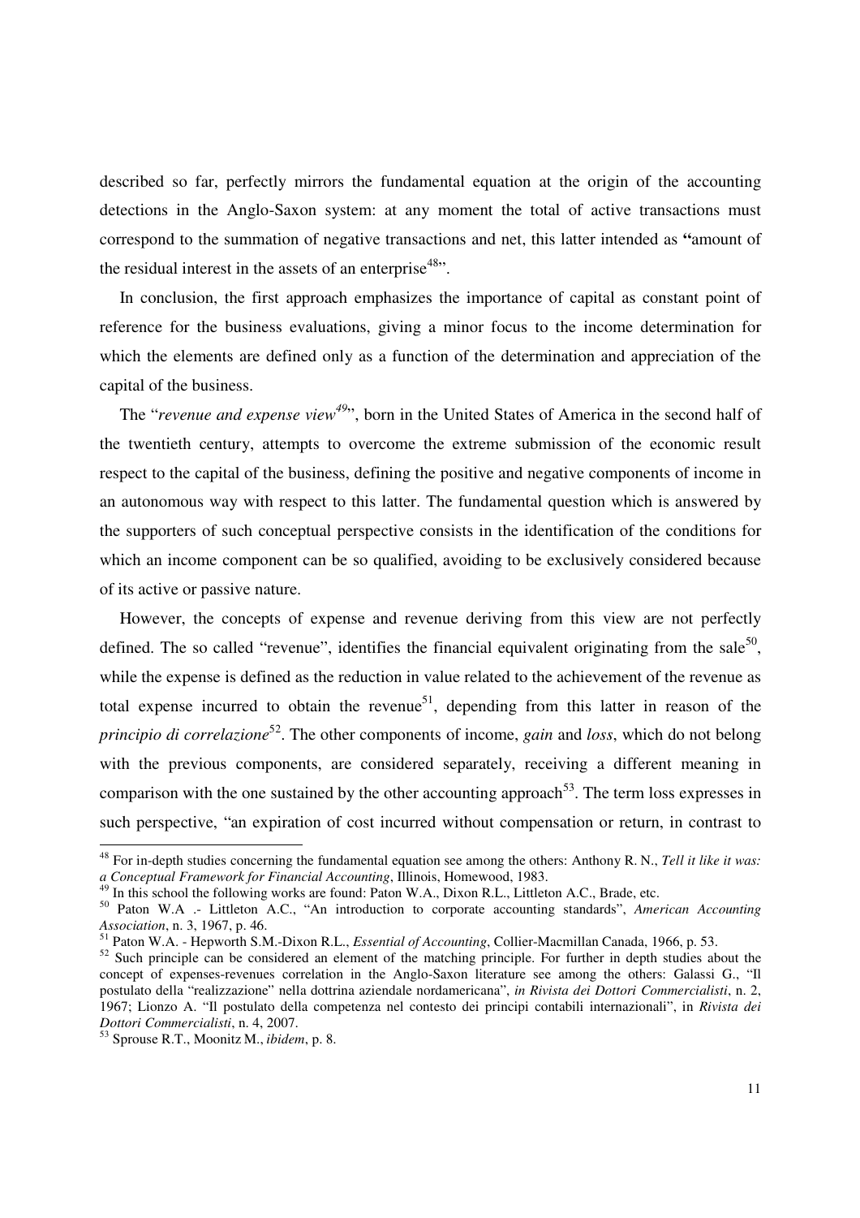described so far, perfectly mirrors the fundamental equation at the origin of the accounting detections in the Anglo-Saxon system: at any moment the total of active transactions must correspond to the summation of negative transactions and net, this latter intended as **"**amount of the residual interest in the assets of an enterprise[48]".

In conclusion, the first approach emphasizes the importance of capital as constant point of reference for the business evaluations, giving a minor focus to the income determination for which the elements are defined only as a function of the determination and appreciation of the capital of the business.

The "*revenue and expense view*[49]", born in the United States of America in the second half of the twentieth century, attempts to overcome the extreme submission of the economic result respect to the capital of the business, defining the positive and negative components of income in an autonomous way with respect to this latter. The fundamental question which is answered by the supporters of such conceptual perspective consists in the identification of the conditions for which an income component can be so qualified, avoiding to be exclusively considered because of its active or passive nature.

However, the concepts of expense and revenue deriving from this view are not perfectly defined. The so called "revenue", identifies the financial equivalent originating from the sale[50], while the expense is defined as the reduction in value related to the achievement of the revenue as total expense incurred to obtain the revenue[51], depending from this latter in reason of the *principio di correlazione*[52]. The other components of income, *gain* and *loss*, which do not belong with the previous components, are considered separately, receiving a different meaning in comparison with the one sustained by the other accounting approach[53]. The term loss expresses in such perspective, "an expiration of cost incurred without compensation or return, in contrast to

---

[48] For in-depth studies concerning the fundamental equation see among the others: Anthony R. N., *Tell it like it was: a Conceptual Framework for Financial Accounting*, Illinois, Homewood, 1983.

[49] In this school the following works are found: Paton W.A., Dixon R.L., Littleton A.C., Brade, etc.

[50] Paton W.A .- Littleton A.C., "An introduction to corporate accounting standards", *American Accounting Association*, n. 3, 1967, p. 46.

[51] Paton W.A. - Hepworth S.M.-Dixon R.L., *Essential of Accounting*, Collier-Macmillan Canada, 1966, p. 53.

[52] Such principle can be considered an element of the matching principle. For further in depth studies about the concept of expenses-revenues correlation in the Anglo-Saxon literature see among the others: Galassi G., "Il postulato della "realizzazione" nella dottrina aziendale nordamericana", *in Rivista dei Dottori Commercialisti*, n. 2, 1967; Lionzo A. "Il postulato della competenza nel contesto dei principi contabili internazionali", in *Rivista dei Dottori Commercialisti*, n. 4, 2007.

[53] Sprouse R.T., Moonitz M., *ibidem*, p. 8.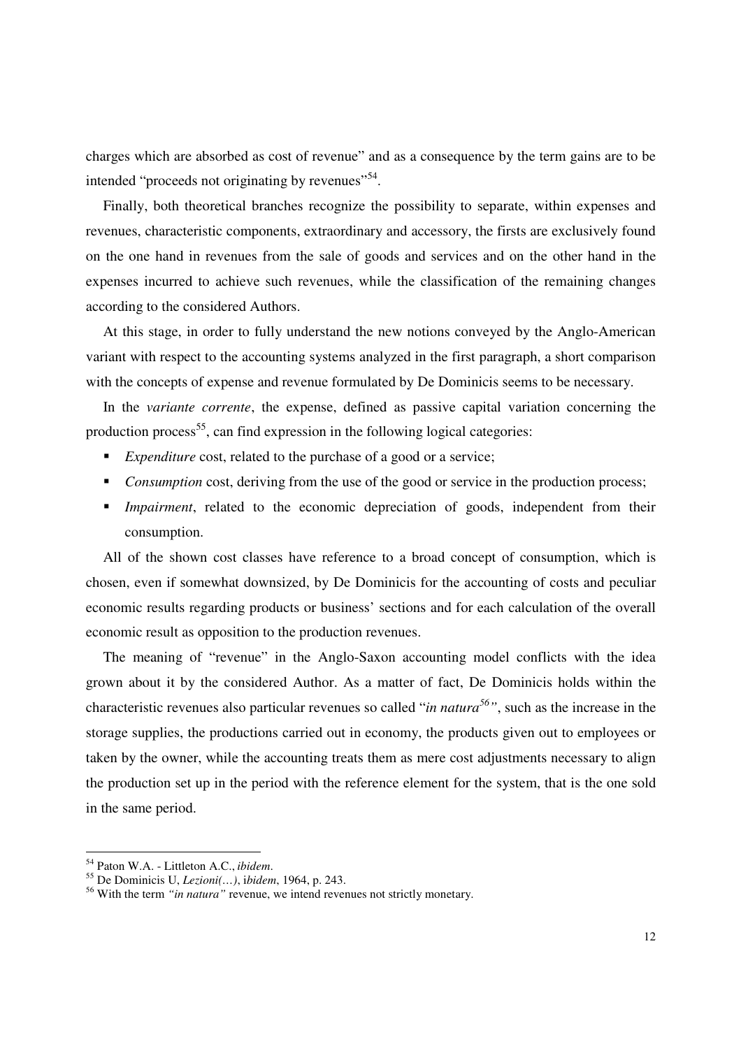charges which are absorbed as cost of revenue" and as a consequence by the term gains are to be intended "proceeds not originating by revenues"[54].

Finally, both theoretical branches recognize the possibility to separate, within expenses and revenues, characteristic components, extraordinary and accessory, the firsts are exclusively found on the one hand in revenues from the sale of goods and services and on the other hand in the expenses incurred to achieve such revenues, while the classification of the remaining changes according to the considered Authors.

At this stage, in order to fully understand the new notions conveyed by the Anglo-American variant with respect to the accounting systems analyzed in the first paragraph, a short comparison with the concepts of expense and revenue formulated by De Dominicis seems to be necessary.

In the *variante corrente*, the expense, defined as passive capital variation concerning the production process[55], can find expression in the following logical categories:

- *Expenditure* cost, related to the purchase of a good or a service;
- *Consumption* cost, deriving from the use of the good or service in the production process;
- *Impairment*, related to the economic depreciation of goods, independent from their consumption.

All of the shown cost classes have reference to a broad concept of consumption, which is chosen, even if somewhat downsized, by De Dominicis for the accounting of costs and peculiar economic results regarding products or business' sections and for each calculation of the overall economic result as opposition to the production revenues.

The meaning of "revenue" in the Anglo-Saxon accounting model conflicts with the idea grown about it by the considered Author. As a matter of fact, De Dominicis holds within the characteristic revenues also particular revenues so called "*in natura*[56]", such as the increase in the storage supplies, the productions carried out in economy, the products given out to employees or taken by the owner, while the accounting treats them as mere cost adjustments necessary to align the production set up in the period with the reference element for the system, that is the one sold in the same period.

---

[54] Paton W.A. - Littleton A.C., *ibidem*.

[55] De Dominicis U, *Lezioni(…)*, i*bidem*, 1964, p. 243.

[56] With the term *"in natura"* revenue, we intend revenues not strictly monetary.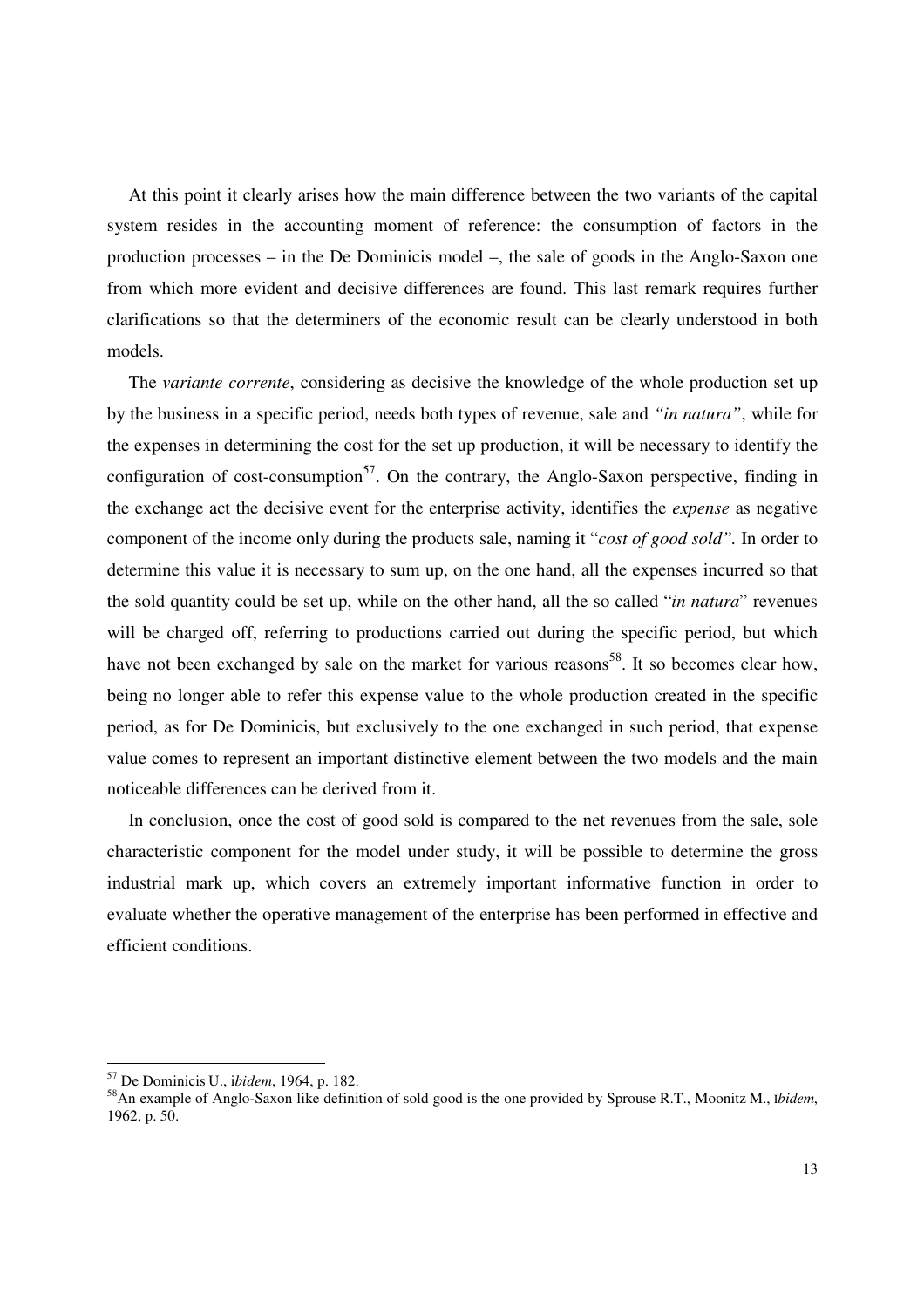At this point it clearly arises how the main difference between the two variants of the capital system resides in the accounting moment of reference: the consumption of factors in the production processes – in the De Dominicis model –, the sale of goods in the Anglo-Saxon one from which more evident and decisive differences are found. This last remark requires further clarifications so that the determiners of the economic result can be clearly understood in both models.

The *variante corrente*, considering as decisive the knowledge of the whole production set up by the business in a specific period, needs both types of revenue, sale and *"in natura"*, while for the expenses in determining the cost for the set up production, it will be necessary to identify the configuration of cost-consumption[57]. On the contrary, the Anglo-Saxon perspective, finding in the exchange act the decisive event for the enterprise activity, identifies the *expense* as negative component of the income only during the products sale, naming it "*cost of good sold"*. In order to determine this value it is necessary to sum up, on the one hand, all the expenses incurred so that the sold quantity could be set up, while on the other hand, all the so called "*in natura*" revenues will be charged off, referring to productions carried out during the specific period, but which have not been exchanged by sale on the market for various reasons[58]. It so becomes clear how, being no longer able to refer this expense value to the whole production created in the specific period, as for De Dominicis, but exclusively to the one exchanged in such period, that expense value comes to represent an important distinctive element between the two models and the main noticeable differences can be derived from it.

In conclusion, once the cost of good sold is compared to the net revenues from the sale, sole characteristic component for the model under study, it will be possible to determine the gross industrial mark up, which covers an extremely important informative function in order to evaluate whether the operative management of the enterprise has been performed in effective and efficient conditions.

---

[57] De Dominicis U., i*bidem*, 1964, p. 182.

[58] An example of Anglo-Saxon like definition of sold good is the one provided by Sprouse R.T., Moonitz M., I*bidem*, 1962, p. 50.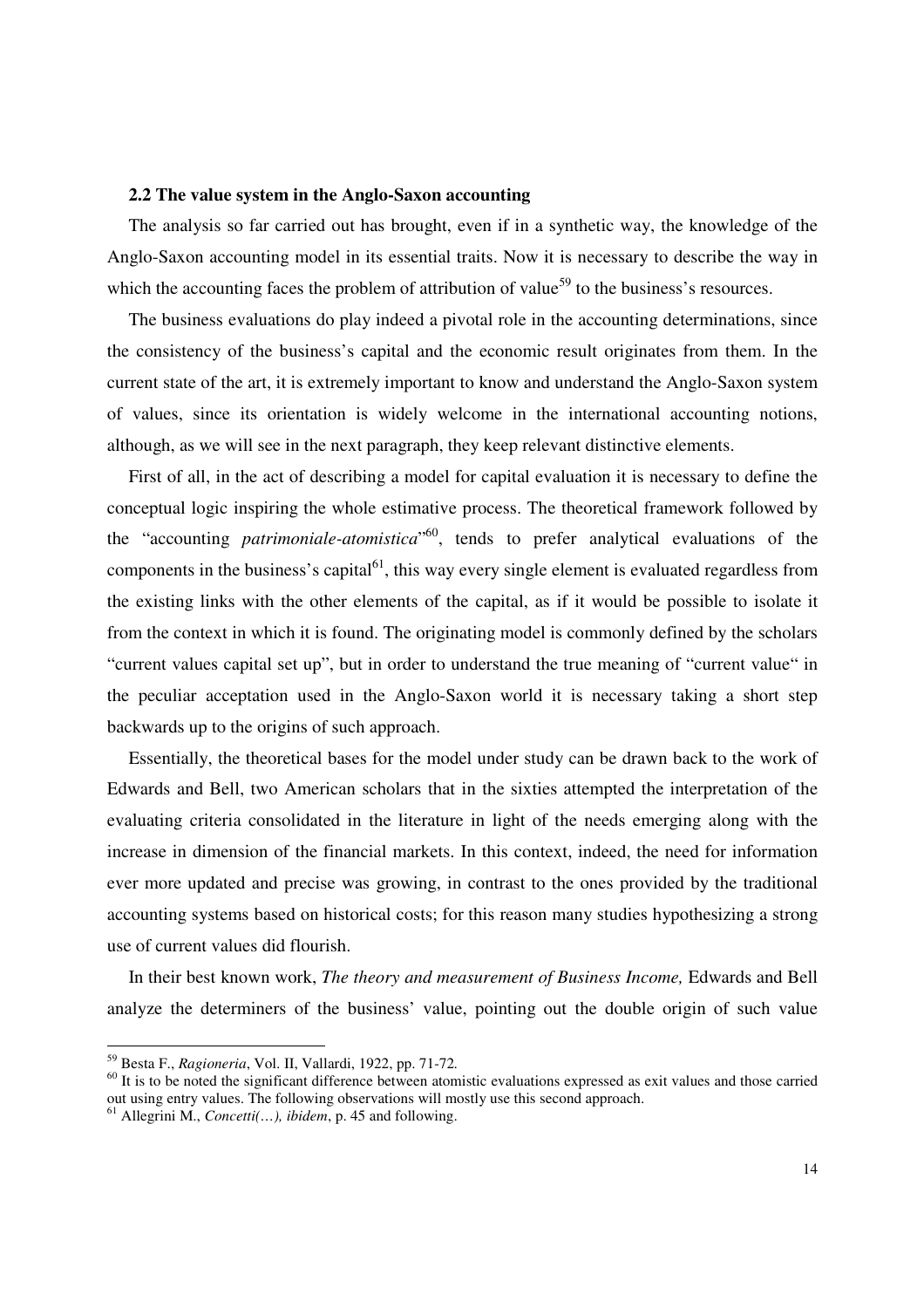### 2.2 The value system in the Anglo-Saxon accounting

The analysis so far carried out has brought, even if in a synthetic way, the knowledge of the Anglo-Saxon accounting model in its essential traits. Now it is necessary to describe the way in which the accounting faces the problem of attribution of value[59] to the business's resources.

The business evaluations do play indeed a pivotal role in the accounting determinations, since the consistency of the business's capital and the economic result originates from them. In the current state of the art, it is extremely important to know and understand the Anglo-Saxon system of values, since its orientation is widely welcome in the international accounting notions, although, as we will see in the next paragraph, they keep relevant distinctive elements.

First of all, in the act of describing a model for capital evaluation it is necessary to define the conceptual logic inspiring the whole estimative process. The theoretical framework followed by the "accounting *patrimoniale-atomistica*"[60], tends to prefer analytical evaluations of the components in the business's capital[61], this way every single element is evaluated regardless from the existing links with the other elements of the capital, as if it would be possible to isolate it from the context in which it is found. The originating model is commonly defined by the scholars "current values capital set up", but in order to understand the true meaning of "current value" in the peculiar acceptation used in the Anglo-Saxon world it is necessary taking a short step backwards up to the origins of such approach.

Essentially, the theoretical bases for the model under study can be drawn back to the work of Edwards and Bell, two American scholars that in the sixties attempted the interpretation of the evaluating criteria consolidated in the literature in light of the needs emerging along with the increase in dimension of the financial markets. In this context, indeed, the need for information ever more updated and precise was growing, in contrast to the ones provided by the traditional accounting systems based on historical costs; for this reason many studies hypothesizing a strong use of current values did flourish.

In their best known work, *The theory and measurement of Business Income,* Edwards and Bell analyze the determiners of the business' value, pointing out the double origin of such value

---

[59] Besta F., *Ragioneria*, Vol. II, Vallardi, 1922, pp. 71-72.

[60] It is to be noted the significant difference between atomistic evaluations expressed as exit values and those carried out using entry values. The following observations will mostly use this second approach.

[61] Allegrini M., *Concetti(…), ibidem*, p. 45 and following.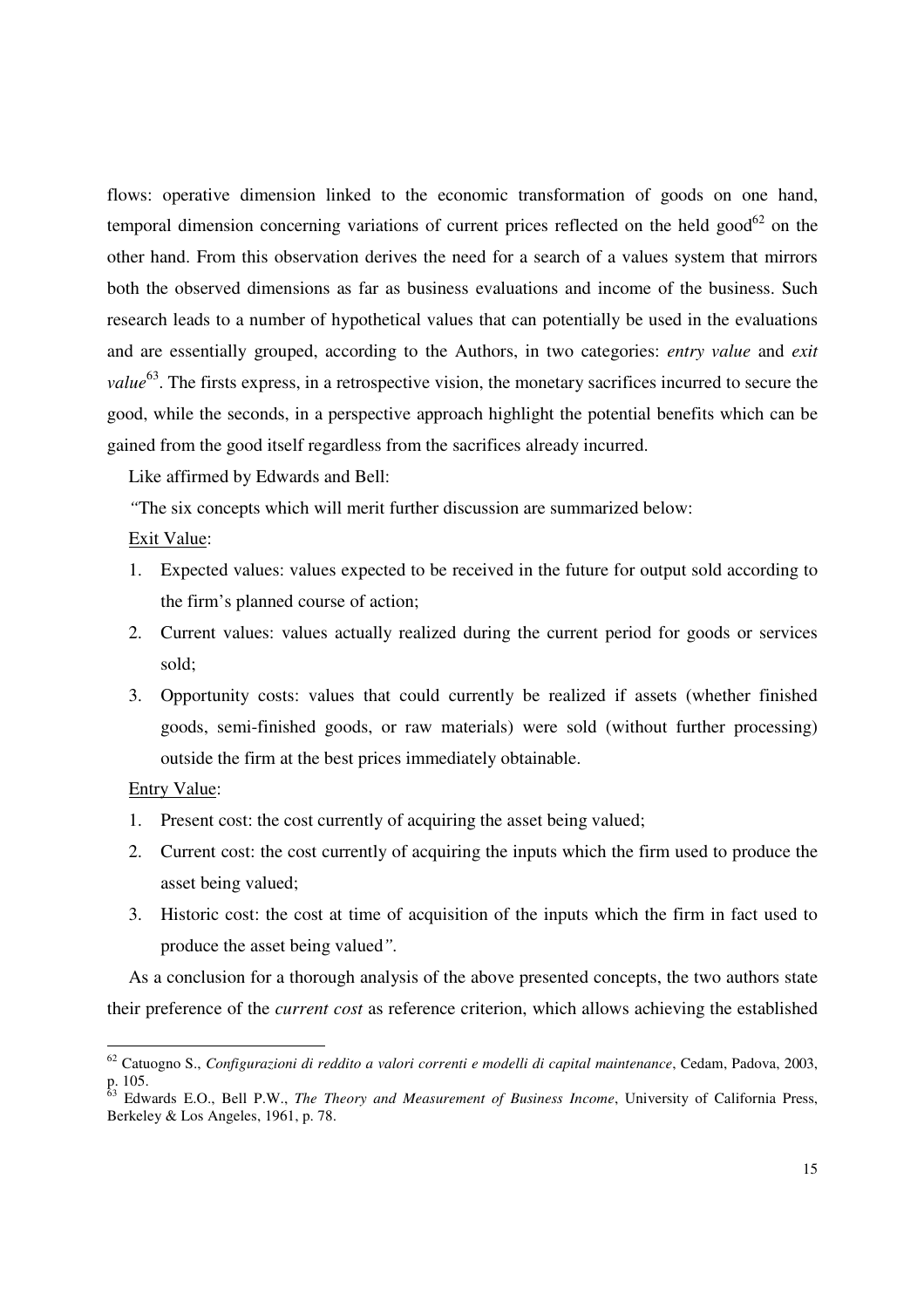flows: operative dimension linked to the economic transformation of goods on one hand, temporal dimension concerning variations of current prices reflected on the held good[62] on the other hand. From this observation derives the need for a search of a values system that mirrors both the observed dimensions as far as business evaluations and income of the business. Such research leads to a number of hypothetical values that can potentially be used in the evaluations and are essentially grouped, according to the Authors, in two categories: *entry value* and *exit value*[63]. The firsts express, in a retrospective vision, the monetary sacrifices incurred to secure the good, while the seconds, in a perspective approach highlight the potential benefits which can be gained from the good itself regardless from the sacrifices already incurred.

Like affirmed by Edwards and Bell:

*"*The six concepts which will merit further discussion are summarized below:

<u>Exit Value</u>:

1. Expected values: values expected to be received in the future for output sold according to the firm's planned course of action;
2. Current values: values actually realized during the current period for goods or services sold;
3. Opportunity costs: values that could currently be realized if assets (whether finished goods, semi-finished goods, or raw materials) were sold (without further processing) outside the firm at the best prices immediately obtainable.

<u>Entry Value</u>:

1. Present cost: the cost currently of acquiring the asset being valued;
2. Current cost: the cost currently of acquiring the inputs which the firm used to produce the asset being valued;
3. Historic cost: the cost at time of acquisition of the inputs which the firm in fact used to produce the asset being valued*"*.

As a conclusion for a thorough analysis of the above presented concepts, the two authors state their preference of the *current cost* as reference criterion, which allows achieving the established

---

[62] Catuogno S., *Configurazioni di reddito a valori correnti e modelli di capital maintenance*, Cedam, Padova, 2003, p. 105.

[63] Edwards E.O., Bell P.W., *The Theory and Measurement of Business Income*, University of California Press, Berkeley & Los Angeles, 1961, p. 78.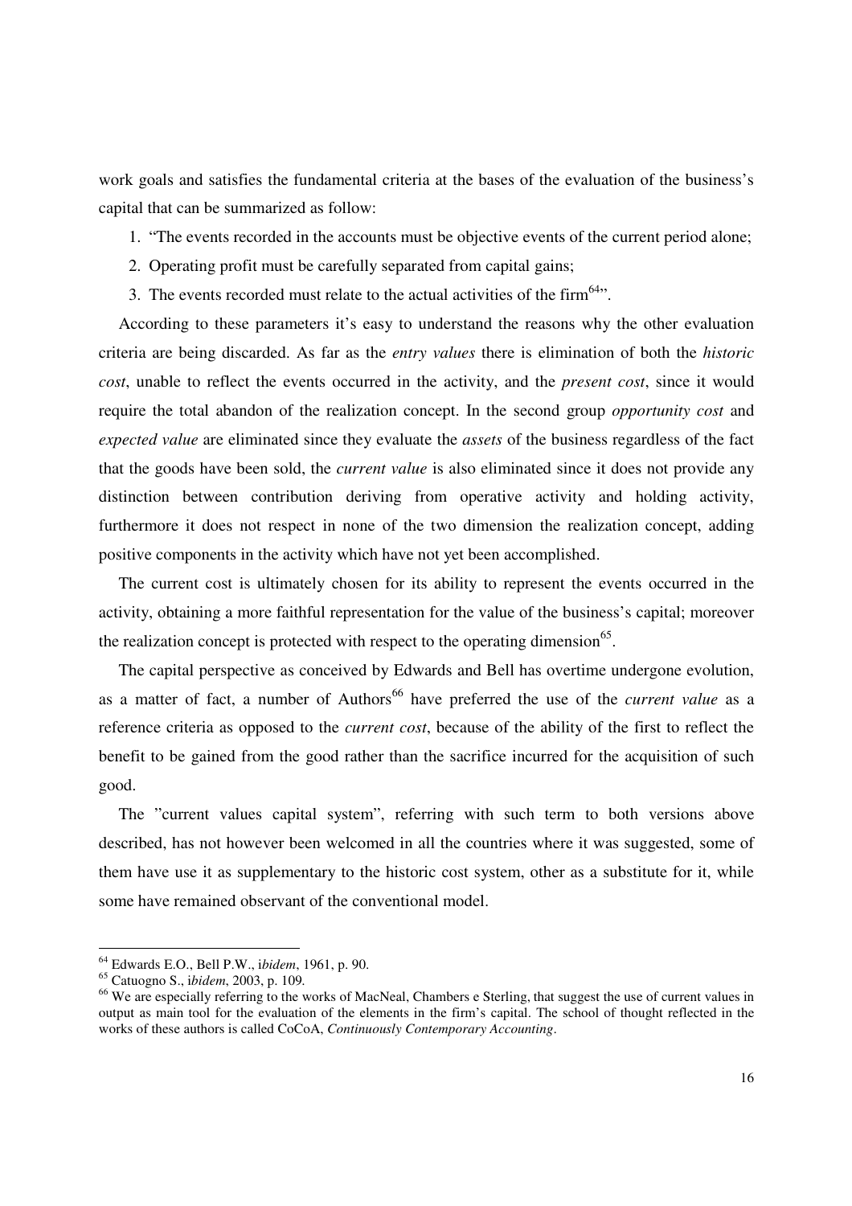work goals and satisfies the fundamental criteria at the bases of the evaluation of the business's capital that can be summarized as follow:

1. "The events recorded in the accounts must be objective events of the current period alone;
2. Operating profit must be carefully separated from capital gains;
3. The events recorded must relate to the actual activities of the firm[64]".

According to these parameters it's easy to understand the reasons why the other evaluation criteria are being discarded. As far as the *entry values* there is elimination of both the *historic cost*, unable to reflect the events occurred in the activity, and the *present cost*, since it would require the total abandon of the realization concept. In the second group *opportunity cost* and *expected value* are eliminated since they evaluate the *assets* of the business regardless of the fact that the goods have been sold, the *current value* is also eliminated since it does not provide any distinction between contribution deriving from operative activity and holding activity, furthermore it does not respect in none of the two dimension the realization concept, adding positive components in the activity which have not yet been accomplished.

The current cost is ultimately chosen for its ability to represent the events occurred in the activity, obtaining a more faithful representation for the value of the business's capital; moreover the realization concept is protected with respect to the operating dimension[65].

The capital perspective as conceived by Edwards and Bell has overtime undergone evolution, as a matter of fact, a number of Authors[66] have preferred the use of the *current value* as a reference criteria as opposed to the *current cost*, because of the ability of the first to reflect the benefit to be gained from the good rather than the sacrifice incurred for the acquisition of such good.

The "current values capital system", referring with such term to both versions above described, has not however been welcomed in all the countries where it was suggested, some of them have use it as supplementary to the historic cost system, other as a substitute for it, while some have remained observant of the conventional model.

---

[64] Edwards E.O., Bell P.W., i*bidem*, 1961, p. 90.

[65] Catuogno S., i*bidem*, 2003, p. 109.

[66] We are especially referring to the works of MacNeal, Chambers e Sterling, that suggest the use of current values in output as main tool for the evaluation of the elements in the firm's capital. The school of thought reflected in the works of these authors is called CoCoA, *Continuously Contemporary Accounting*.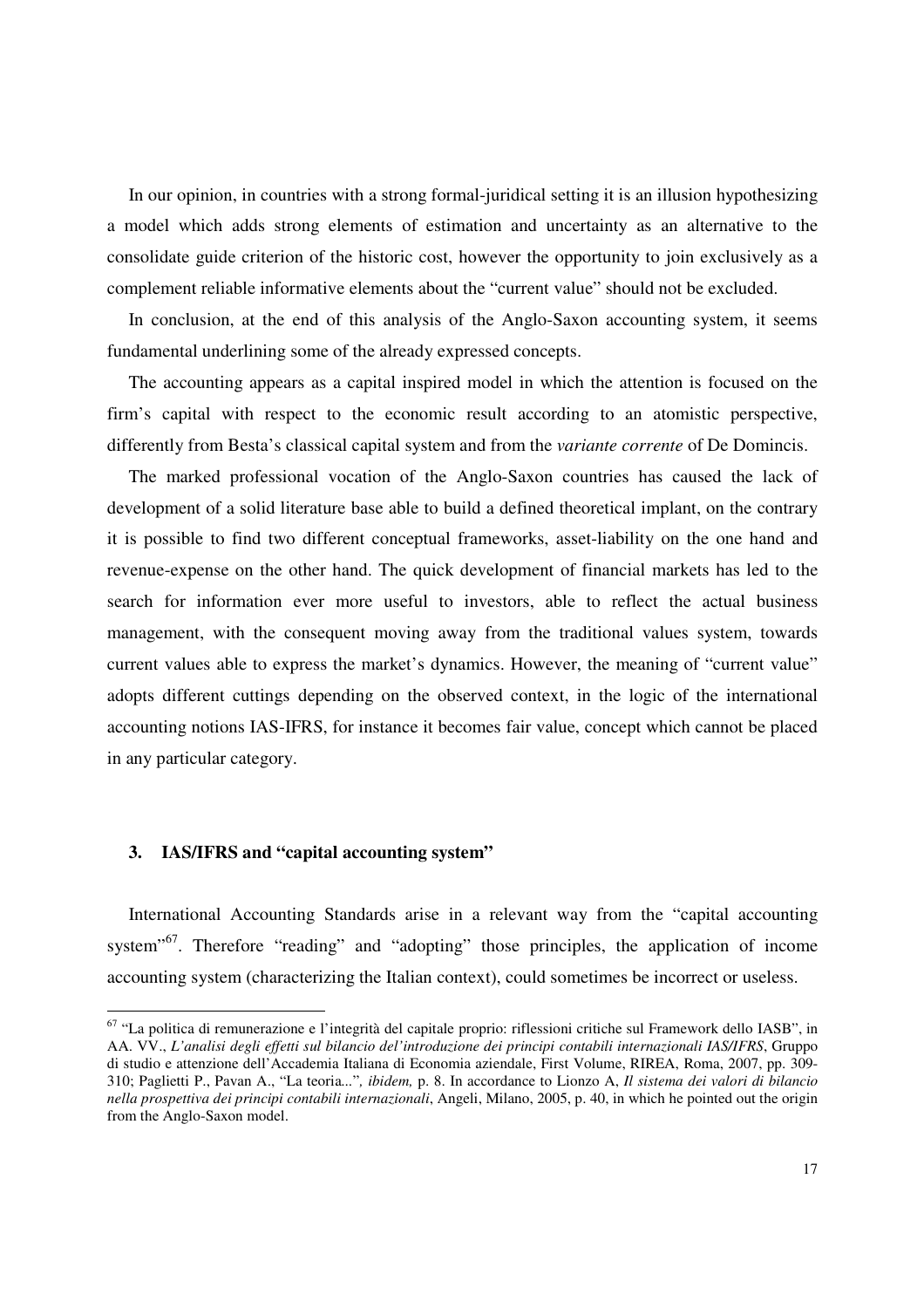In our opinion, in countries with a strong formal-juridical setting it is an illusion hypothesizing a model which adds strong elements of estimation and uncertainty as an alternative to the consolidate guide criterion of the historic cost, however the opportunity to join exclusively as a complement reliable informative elements about the "current value" should not be excluded.

In conclusion, at the end of this analysis of the Anglo-Saxon accounting system, it seems fundamental underlining some of the already expressed concepts.

The accounting appears as a capital inspired model in which the attention is focused on the firm's capital with respect to the economic result according to an atomistic perspective, differently from Besta's classical capital system and from the *variante corrente* of De Domincis.

The marked professional vocation of the Anglo-Saxon countries has caused the lack of development of a solid literature base able to build a defined theoretical implant, on the contrary it is possible to find two different conceptual frameworks, asset-liability on the one hand and revenue-expense on the other hand. The quick development of financial markets has led to the search for information ever more useful to investors, able to reflect the actual business management, with the consequent moving away from the traditional values system, towards current values able to express the market's dynamics. However, the meaning of "current value" adopts different cuttings depending on the observed context, in the logic of the international accounting notions IAS-IFRS, for instance it becomes fair value, concept which cannot be placed in any particular category.

### 3. IAS/IFRS and "capital accounting system"

International Accounting Standards arise in a relevant way from the "capital accounting system"[67]. Therefore "reading" and "adopting" those principles, the application of income accounting system (characterizing the Italian context), could sometimes be incorrect or useless.

---

[67] "La politica di remunerazione e l'integrità del capitale proprio: riflessioni critiche sul Framework dello IASB", in AA. VV., *L'analisi degli effetti sul bilancio del'introduzione dei principi contabili internazionali IAS/IFRS*, Gruppo di studio e attenzione dell'Accademia Italiana di Economia aziendale, First Volume, RIREA, Roma, 2007, pp. 309-310; Paglietti P., Pavan A., "La teoria...", *ibidem,* p. 8. In accordance to Lionzo A, *Il sistema dei valori di bilancio nella prospettiva dei principi contabili internazionali*, Angeli, Milano, 2005, p. 40, in which he pointed out the origin from the Anglo-Saxon model.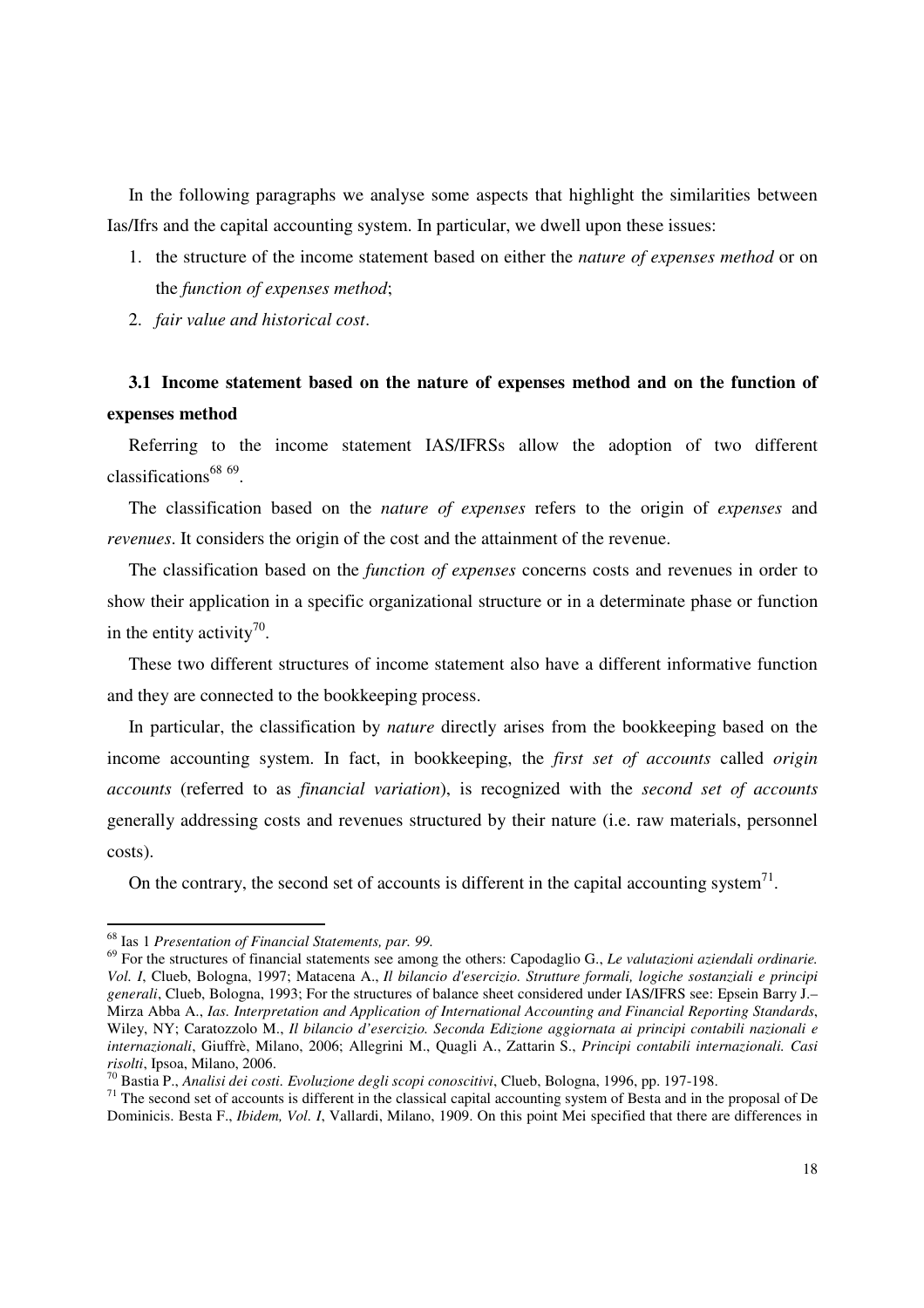In the following paragraphs we analyse some aspects that highlight the similarities between Ias/Ifrs and the capital accounting system. In particular, we dwell upon these issues:

1. the structure of the income statement based on either the *nature of expenses method* or on the *function of expenses method*;
2. *fair value and historical cost*.

### 3.1 Income statement based on the nature of expenses method and on the function of expenses method

Referring to the income statement IAS/IFRSs allow the adoption of two different classifications[68] [69].

The classification based on the *nature of expenses* refers to the origin of *expenses* and *revenues*. It considers the origin of the cost and the attainment of the revenue.

The classification based on the *function of expenses* concerns costs and revenues in order to show their application in a specific organizational structure or in a determinate phase or function in the entity activity[70].

These two different structures of income statement also have a different informative function and they are connected to the bookkeeping process.

In particular, the classification by *nature* directly arises from the bookkeeping based on the income accounting system. In fact, in bookkeeping, the *first set of accounts* called *origin accounts* (referred to as *financial variation*), is recognized with the *second set of accounts* generally addressing costs and revenues structured by their nature (i.e. raw materials, personnel costs).

On the contrary, the second set of accounts is different in the capital accounting system[71].

---

[68] Ias 1 *Presentation of Financial Statements, par. 99.*

[69] For the structures of financial statements see among the others: Capodaglio G., *Le valutazioni aziendali ordinarie. Vol. I*, Clueb, Bologna, 1997; Matacena A., *Il bilancio d'esercizio. Strutture formali, logiche sostanziali e principi generali*, Clueb, Bologna, 1993; For the structures of balance sheet considered under IAS/IFRS see: Epsein Barry J.– Mirza Abba A., *Ias. Interpretation and Application of International Accounting and Financial Reporting Standards*, Wiley, NY; Caratozzolo M., *Il bilancio d'esercizio. Seconda Edizione aggiornata ai principi contabili nazionali e internazionali*, Giuffrè, Milano, 2006; Allegrini M., Quagli A., Zattarin S., *Principi contabili internazionali. Casi risolti*, Ipsoa, Milano, 2006.

[70] Bastia P., *Analisi dei costi. Evoluzione degli scopi conoscitivi*, Clueb, Bologna, 1996, pp. 197-198.

[71] The second set of accounts is different in the classical capital accounting system of Besta and in the proposal of De Dominicis. Besta F., *Ibidem, Vol. I*, Vallardi, Milano, 1909. On this point Mei specified that there are differences in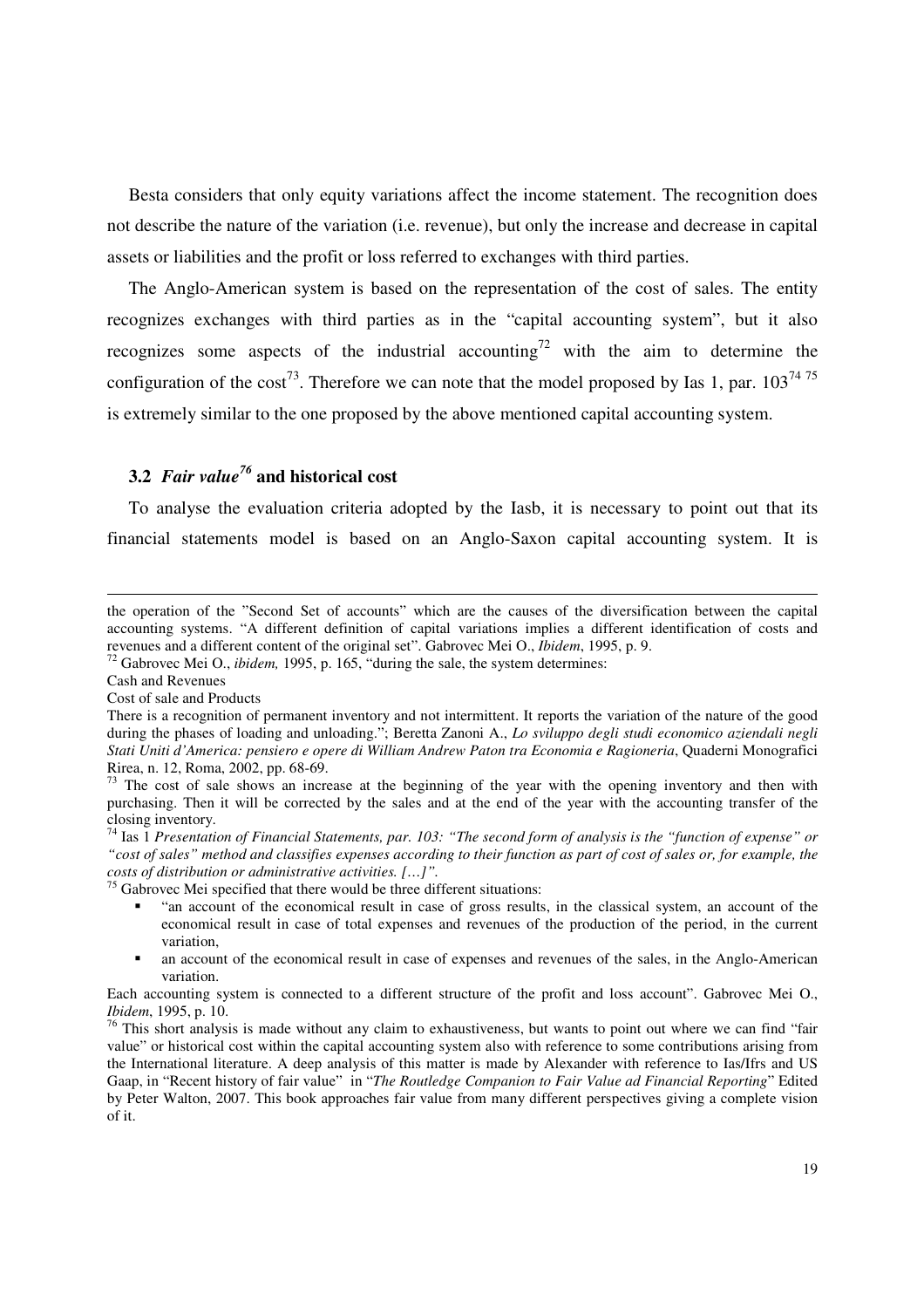Besta considers that only equity variations affect the income statement. The recognition does not describe the nature of the variation (i.e. revenue), but only the increase and decrease in capital assets or liabilities and the profit or loss referred to exchanges with third parties.

The Anglo-American system is based on the representation of the cost of sales. The entity recognizes exchanges with third parties as in the "capital accounting system", but it also recognizes some aspects of the industrial accounting[72] with the aim to determine the configuration of the cost[73]. Therefore we can note that the model proposed by Ias 1, par. 103[74] [75] is extremely similar to the one proposed by the above mentioned capital accounting system.

### 3.2 *Fair value*[76] and historical cost

To analyse the evaluation criteria adopted by the Iasb, it is necessary to point out that its financial statements model is based on an Anglo-Saxon capital accounting system. It is

---

the operation of the "Second Set of accounts" which are the causes of the diversification between the capital accounting systems. "A different definition of capital variations implies a different identification of costs and revenues and a different content of the original set". Gabrovec Mei O., *Ibidem*, 1995, p. 9.

[72] Gabrovec Mei O., *ibidem,* 1995, p. 165, "during the sale, the system determines:

Cash and Revenues

Cost of sale and Products

There is a recognition of permanent inventory and not intermittent. It reports the variation of the nature of the good during the phases of loading and unloading."; Beretta Zanoni A., *Lo sviluppo degli studi economico aziendali negli Stati Uniti d'America: pensiero e opere di William Andrew Paton tra Economia e Ragioneria*, Quaderni Monografici Rirea, n. 12, Roma, 2002, pp. 68-69.

[73] The cost of sale shows an increase at the beginning of the year with the opening inventory and then with purchasing. Then it will be corrected by the sales and at the end of the year with the accounting transfer of the closing inventory.

[74] Ias 1 *Presentation of Financial Statements, par. 103: "The second form of analysis is the "function of expense" or "cost of sales" method and classifies expenses according to their function as part of cost of sales or, for example, the costs of distribution or administrative activities. […]".*

[75] Gabrovec Mei specified that there would be three different situations:

- "an account of the economical result in case of gross results, in the classical system, an account of the economical result in case of total expenses and revenues of the production of the period, in the current variation,
- an account of the economical result in case of expenses and revenues of the sales, in the Anglo-American variation.

Each accounting system is connected to a different structure of the profit and loss account". Gabrovec Mei O., *Ibidem*, 1995, p. 10.

[76] This short analysis is made without any claim to exhaustiveness, but wants to point out where we can find "fair value" or historical cost within the capital accounting system also with reference to some contributions arising from the International literature. A deep analysis of this matter is made by Alexander with reference to Ias/Ifrs and US Gaap, in "Recent history of fair value" in "*The Routledge Companion to Fair Value ad Financial Reporting*" Edited by Peter Walton, 2007. This book approaches fair value from many different perspectives giving a complete vision of it.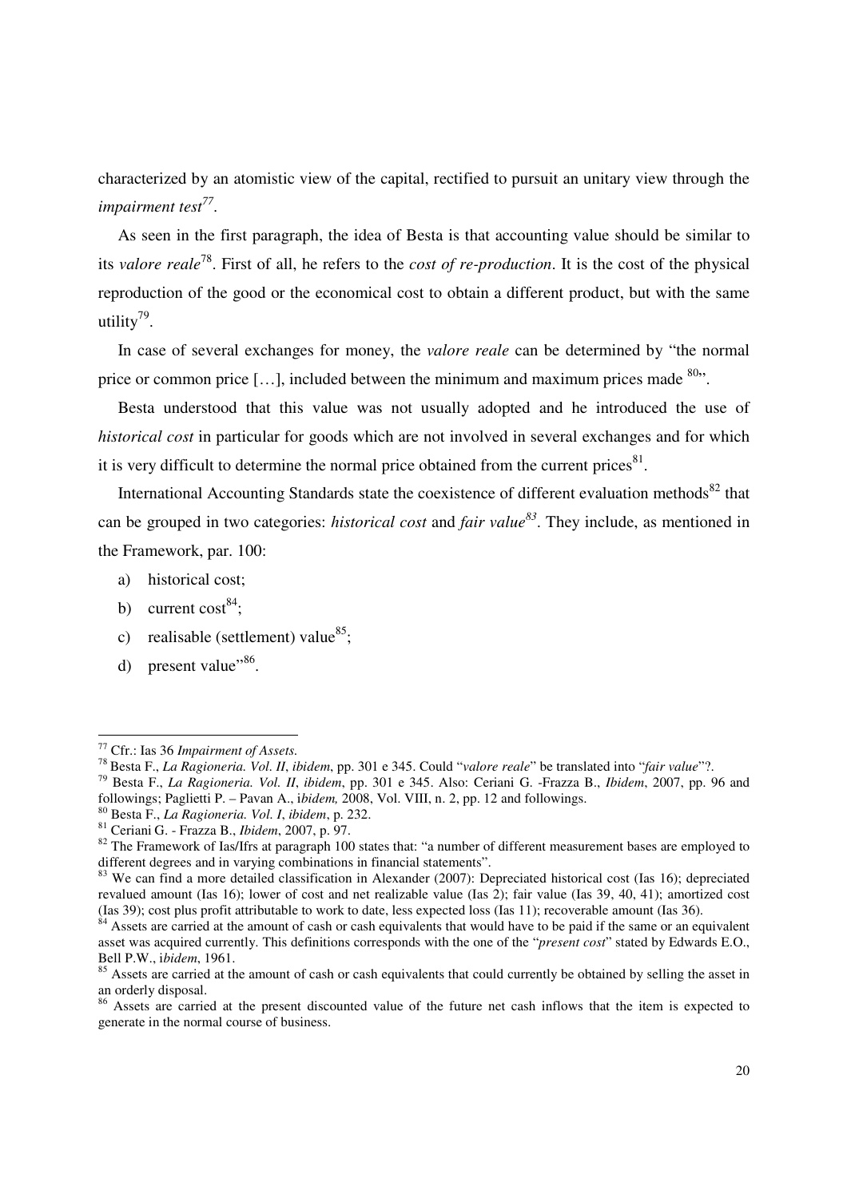characterized by an atomistic view of the capital, rectified to pursuit an unitary view through the *impairment test*[77].

As seen in the first paragraph, the idea of Besta is that accounting value should be similar to its *valore reale*[78]. First of all, he refers to the *cost of re-production*. It is the cost of the physical reproduction of the good or the economical cost to obtain a different product, but with the same utility[79].

In case of several exchanges for money, the *valore reale* can be determined by "the normal price or common price […], included between the minimum and maximum prices made [80]".

Besta understood that this value was not usually adopted and he introduced the use of *historical cost* in particular for goods which are not involved in several exchanges and for which it is very difficult to determine the normal price obtained from the current prices[81].

International Accounting Standards state the coexistence of different evaluation methods[82] that can be grouped in two categories: *historical cost* and *fair value*[83]. They include, as mentioned in the Framework, par. 100:

a) historical cost;
b) current cost[84];
c) realisable (settlement) value[85];
d) present value"[86].

---

[77] Cfr.: Ias 36 *Impairment of Assets.*

[78] Besta F., *La Ragioneria. Vol. II*, *ibidem*, pp. 301 e 345. Could "*valore reale*" be translated into "*fair value*"?.

[79] Besta F., *La Ragioneria. Vol. II*, *ibidem*, pp. 301 e 345. Also: Ceriani G. -Frazza B., *Ibidem*, 2007, pp. 96 and followings; Paglietti P. – Pavan A., *ibidem,* 2008, Vol. VIII, n. 2, pp. 12 and followings.

[80] Besta F., *La Ragioneria. Vol. I*, *ibidem*, p. 232.

[81] Ceriani G. - Frazza B., *Ibidem*, 2007, p. 97.

[82] The Framework of Ias/Ifrs at paragraph 100 states that: "a number of different measurement bases are employed to different degrees and in varying combinations in financial statements".

[83] We can find a more detailed classification in Alexander (2007): Depreciated historical cost (Ias 16); depreciated revalued amount (Ias 16); lower of cost and net realizable value (Ias 2); fair value (Ias 39, 40, 41); amortized cost (Ias 39); cost plus profit attributable to work to date, less expected loss (Ias 11); recoverable amount (Ias 36).

[84] Assets are carried at the amount of cash or cash equivalents that would have to be paid if the same or an equivalent asset was acquired currently. This definitions corresponds with the one of the "*present cost*" stated by Edwards E.O., Bell P.W., *ibidem*, 1961.

[85] Assets are carried at the amount of cash or cash equivalents that could currently be obtained by selling the asset in an orderly disposal.

[86] Assets are carried at the present discounted value of the future net cash inflows that the item is expected to generate in the normal course of business.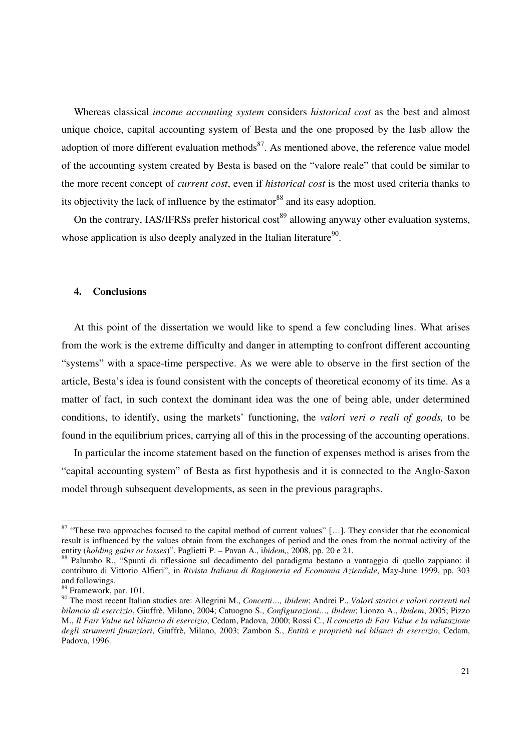Whereas classical *income accounting system* considers *historical cost* as the best and almost unique choice, capital accounting system of Besta and the one proposed by the Iasb allow the adoption of more different evaluation methods[87]. As mentioned above, the reference value model of the accounting system created by Besta is based on the "valore reale" that could be similar to the more recent concept of *current cost*, even if *historical cost* is the most used criteria thanks to its objectivity the lack of influence by the estimator[88] and its easy adoption.

On the contrary, IAS/IFRSs prefer historical cost[89] allowing anyway other evaluation systems, whose application is also deeply analyzed in the Italian literature[90].

## 4. Conclusions

At this point of the dissertation we would like to spend a few concluding lines. What arises from the work is the extreme difficulty and danger in attempting to confront different accounting "systems" with a space-time perspective. As we were able to observe in the first section of the article, Besta's idea is found consistent with the concepts of theoretical economy of its time. As a matter of fact, in such context the dominant idea was the one of being able, under determined conditions, to identify, using the markets' functioning, the *valori veri o reali of goods,* to be found in the equilibrium prices, carrying all of this in the processing of the accounting operations.

In particular the income statement based on the function of expenses method is arises from the "capital accounting system" of Besta as first hypothesis and it is connected to the Anglo-Saxon model through subsequent developments, as seen in the previous paragraphs.

---

[87] "These two approaches focused to the capital method of current values" […]. They consider that the economical result is influenced by the values obtain from the exchanges of period and the ones from the normal activity of the entity (*holding gains or losses*)", Paglietti P. – Pavan A., i*bidem,*, 2008, pp. 20 e 21.

[88] Palumbo R., "Spunti di riflessione sul decadimento del paradigma bestano a vantaggio di quello zappiano: il contributo di Vittorio Alfieri", in *Rivista Italiana di Ragioneria ed Economia Aziendale*, May-June 1999, pp. 303 and followings.

[89] Framework, par. 101.

[90] The most recent Italian studies are: Allegrini M., *Concetti…, ibidem*; Andrei P., *Valori storici e valori correnti nel bilancio di esercizio*, Giuffrè, Milano, 2004; Catuogno S., *Configurazioni…, ibidem*; Lionzo A., *Ibidem*, 2005; Pizzo M., *Il Fair Value nel bilancio di esercizio*, Cedam, Padova, 2000; Rossi C., *Il concetto di Fair Value e la valutazione degli strumenti finanziari*, Giuffrè, Milano, 2003; Zambon S., *Entità e proprietà nei bilanci di esercizio*, Cedam, Padova, 1996.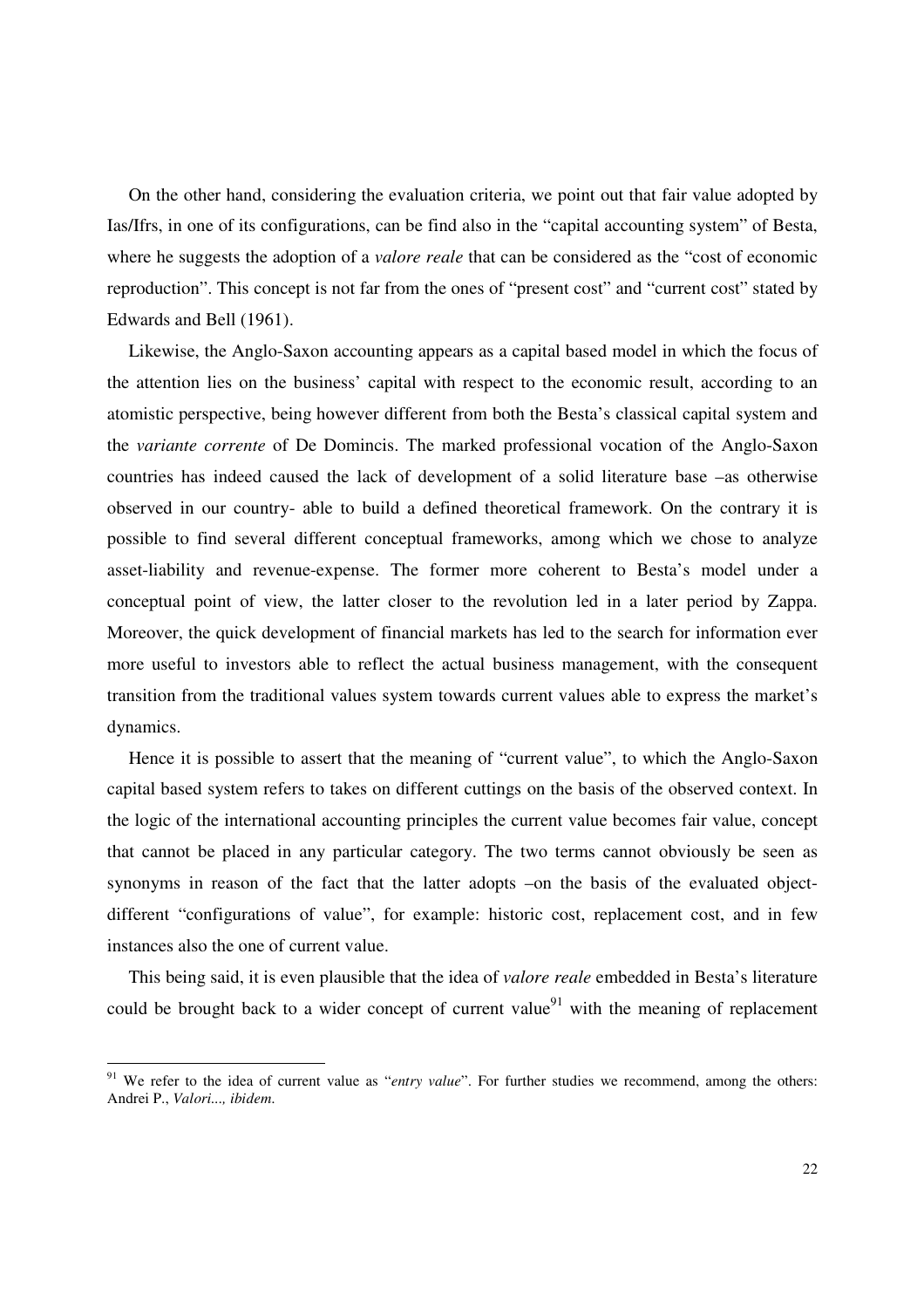On the other hand, considering the evaluation criteria, we point out that fair value adopted by Ias/Ifrs, in one of its configurations, can be find also in the "capital accounting system" of Besta, where he suggests the adoption of a *valore reale* that can be considered as the "cost of economic reproduction". This concept is not far from the ones of "present cost" and "current cost" stated by Edwards and Bell (1961).

Likewise, the Anglo-Saxon accounting appears as a capital based model in which the focus of the attention lies on the business' capital with respect to the economic result, according to an atomistic perspective, being however different from both the Besta's classical capital system and the *variante corrente* of De Domincis. The marked professional vocation of the Anglo-Saxon countries has indeed caused the lack of development of a solid literature base –as otherwise observed in our country- able to build a defined theoretical framework. On the contrary it is possible to find several different conceptual frameworks, among which we chose to analyze asset-liability and revenue-expense. The former more coherent to Besta's model under a conceptual point of view, the latter closer to the revolution led in a later period by Zappa. Moreover, the quick development of financial markets has led to the search for information ever more useful to investors able to reflect the actual business management, with the consequent transition from the traditional values system towards current values able to express the market's dynamics.

Hence it is possible to assert that the meaning of "current value", to which the Anglo-Saxon capital based system refers to takes on different cuttings on the basis of the observed context. In the logic of the international accounting principles the current value becomes fair value, concept that cannot be placed in any particular category. The two terms cannot obviously be seen as synonyms in reason of the fact that the latter adopts –on the basis of the evaluated object- different "configurations of value", for example: historic cost, replacement cost, and in few instances also the one of current value.

This being said, it is even plausible that the idea of *valore reale* embedded in Besta's literature could be brought back to a wider concept of current value[91] with the meaning of replacement

[91] We refer to the idea of current value as "*entry value*". For further studies we recommend, among the others: Andrei P., *Valori..., ibidem*.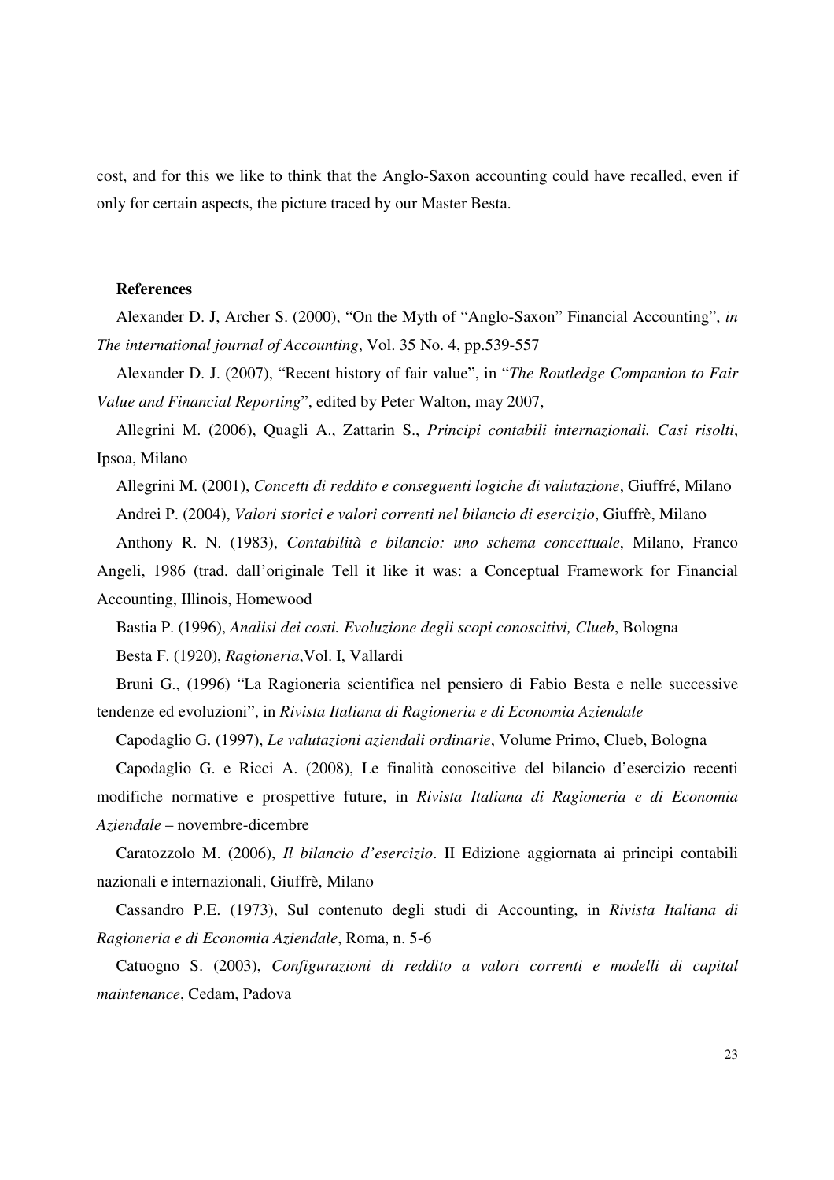cost, and for this we like to think that the Anglo-Saxon accounting could have recalled, even if only for certain aspects, the picture traced by our Master Besta.

**References**

Alexander D. J, Archer S. (2000), "On the Myth of "Anglo-Saxon" Financial Accounting", *in The international journal of Accounting*, Vol. 35 No. 4, pp.539-557

Alexander D. J. (2007), "Recent history of fair value", in "*The Routledge Companion to Fair Value and Financial Reporting*", edited by Peter Walton, may 2007,

Allegrini M. (2006), Quagli A., Zattarin S., *Principi contabili internazionali. Casi risolti*, Ipsoa, Milano

Allegrini M. (2001), *Concetti di reddito e conseguenti logiche di valutazione*, Giuffré, Milano

Andrei P. (2004), *Valori storici e valori correnti nel bilancio di esercizio*, Giuffrè, Milano

Anthony R. N. (1983), *Contabilità e bilancio: uno schema concettuale*, Milano, Franco Angeli, 1986 (trad. dall'originale Tell it like it was: a Conceptual Framework for Financial Accounting, Illinois, Homewood

Bastia P. (1996), *Analisi dei costi. Evoluzione degli scopi conoscitivi, Clueb*, Bologna

Besta F. (1920), *Ragioneria*,Vol. I, Vallardi

Bruni G., (1996) "La Ragioneria scientifica nel pensiero di Fabio Besta e nelle successive tendenze ed evoluzioni", in *Rivista Italiana di Ragioneria e di Economia Aziendale*

Capodaglio G. (1997), *Le valutazioni aziendali ordinarie*, Volume Primo, Clueb, Bologna

Capodaglio G. e Ricci A. (2008), Le finalità conoscitive del bilancio d'esercizio recenti modifiche normative e prospettive future, in *Rivista Italiana di Ragioneria e di Economia Aziendale* – novembre-dicembre

Caratozzolo M. (2006), *Il bilancio d'esercizio*. II Edizione aggiornata ai principi contabili nazionali e internazionali, Giuffrè, Milano

Cassandro P.E. (1973), Sul contenuto degli studi di Accounting, in *Rivista Italiana di Ragioneria e di Economia Aziendale*, Roma, n. 5-6

Catuogno S. (2003), *Configurazioni di reddito a valori correnti e modelli di capital maintenance*, Cedam, Padova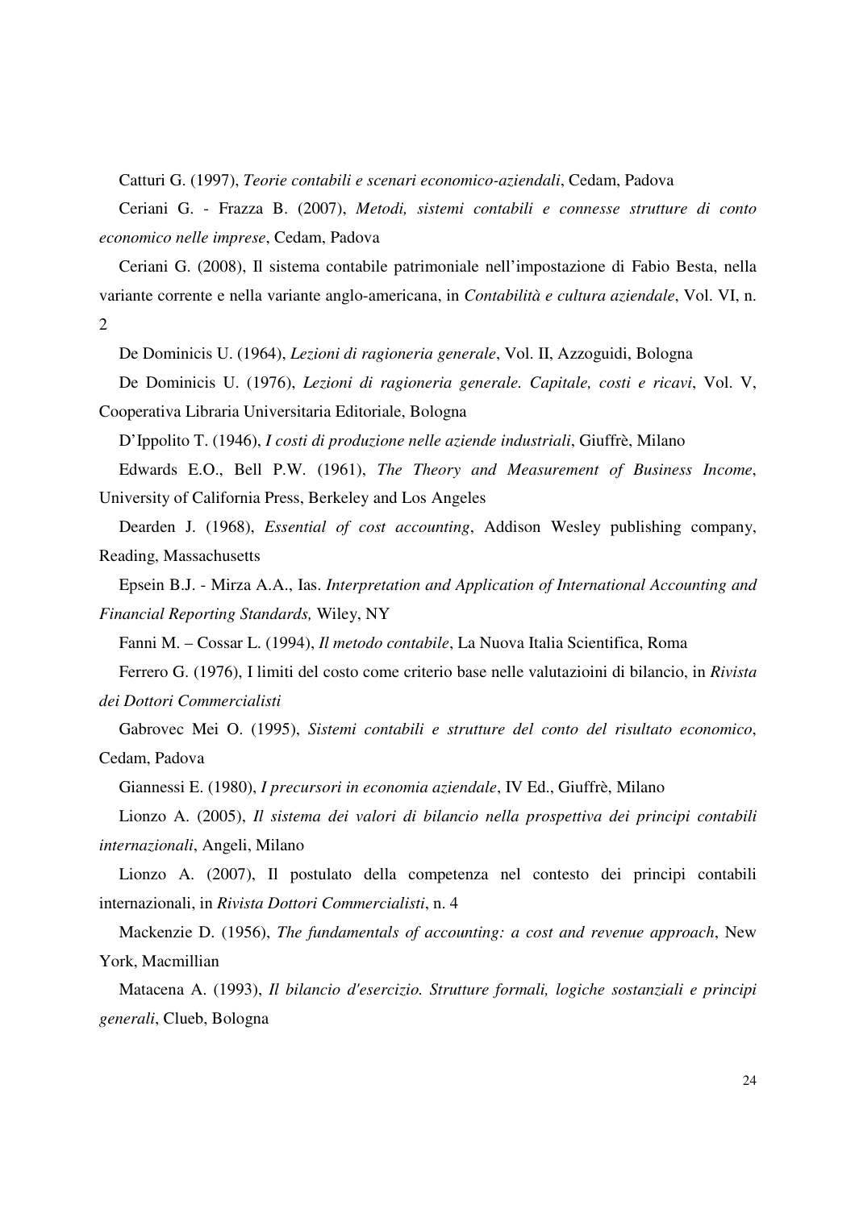Catturi G. (1997), *Teorie contabili e scenari economico-aziendali*, Cedam, Padova

Ceriani G. - Frazza B. (2007), *Metodi, sistemi contabili e connesse strutture di conto economico nelle imprese*, Cedam, Padova

Ceriani G. (2008), Il sistema contabile patrimoniale nell'impostazione di Fabio Besta, nella variante corrente e nella variante anglo-americana, in *Contabilità e cultura aziendale*, Vol. VI, n. 2

De Dominicis U. (1964), *Lezioni di ragioneria generale*, Vol. II, Azzoguidi, Bologna

De Dominicis U. (1976), *Lezioni di ragioneria generale. Capitale, costi e ricavi*, Vol. V, Cooperativa Libraria Universitaria Editoriale, Bologna

D'Ippolito T. (1946), *I costi di produzione nelle aziende industriali*, Giuffrè, Milano

Edwards E.O., Bell P.W. (1961), *The Theory and Measurement of Business Income*, University of California Press, Berkeley and Los Angeles

Dearden J. (1968), *Essential of cost accounting*, Addison Wesley publishing company, Reading, Massachusetts

Epsein B.J. - Mirza A.A., Ias. *Interpretation and Application of International Accounting and Financial Reporting Standards,* Wiley, NY

Fanni M. – Cossar L. (1994), *Il metodo contabile*, La Nuova Italia Scientifica, Roma

Ferrero G. (1976), I limiti del costo come criterio base nelle valutazioini di bilancio, in *Rivista dei Dottori Commercialisti*

Gabrovec Mei O. (1995), *Sistemi contabili e strutture del conto del risultato economico*, Cedam, Padova

Giannessi E. (1980), *I precursori in economia aziendale*, IV Ed., Giuffrè, Milano

Lionzo A. (2005), *Il sistema dei valori di bilancio nella prospettiva dei principi contabili internazionali*, Angeli, Milano

Lionzo A. (2007), Il postulato della competenza nel contesto dei principi contabili internazionali, in *Rivista Dottori Commercialisti*, n. 4

Mackenzie D. (1956), *The fundamentals of accounting: a cost and revenue approach*, New York, Macmillian

Matacena A. (1993), *Il bilancio d'esercizio. Strutture formali, logiche sostanziali e principi generali*, Clueb, Bologna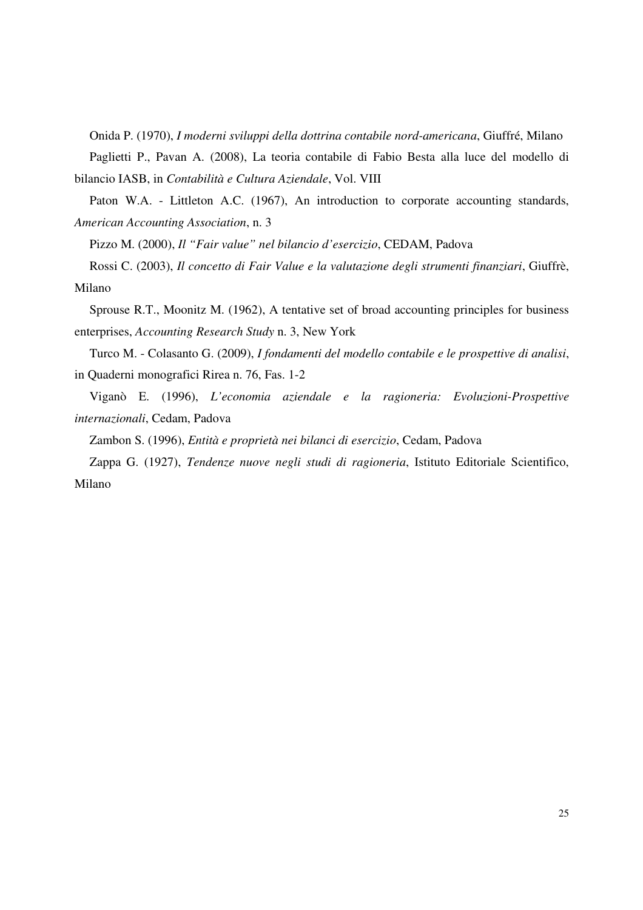Onida P. (1970), *I moderni sviluppi della dottrina contabile nord-americana*, Giuffré, Milano

Paglietti P., Pavan A. (2008), La teoria contabile di Fabio Besta alla luce del modello di bilancio IASB, in *Contabilità e Cultura Aziendale*, Vol. VIII

Paton W.A. - Littleton A.C. (1967), An introduction to corporate accounting standards, *American Accounting Association*, n. 3

Pizzo M. (2000), *Il "Fair value" nel bilancio d'esercizio*, CEDAM, Padova

Rossi C. (2003), *Il concetto di Fair Value e la valutazione degli strumenti finanziari*, Giuffrè, Milano

Sprouse R.T., Moonitz M. (1962), A tentative set of broad accounting principles for business enterprises, *Accounting Research Study* n. 3, New York

Turco M. - Colasanto G. (2009), *I fondamenti del modello contabile e le prospettive di analisi*, in Quaderni monografici Rirea n. 76, Fas. 1-2

Viganò E. (1996), *L'economia aziendale e la ragioneria: Evoluzioni-Prospettive internazionali*, Cedam, Padova

Zambon S. (1996), *Entità e proprietà nei bilanci di esercizio*, Cedam, Padova

Zappa G. (1927), *Tendenze nuove negli studi di ragioneria*, Istituto Editoriale Scientifico, Milano